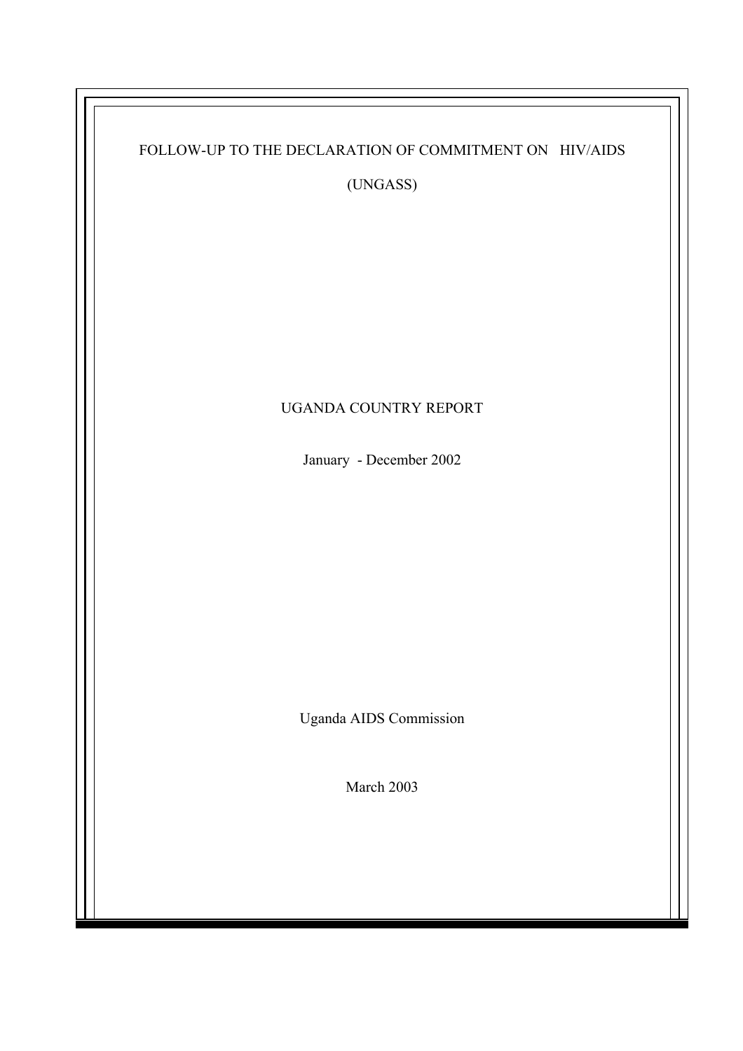# FOLLOW-UP TO THE DECLARATION OF COMMITMENT ON HIV/AIDS

# (UNGASS)

## UGANDA COUNTRY REPORT

January - December 2002

Uganda AIDS Commission

March 2003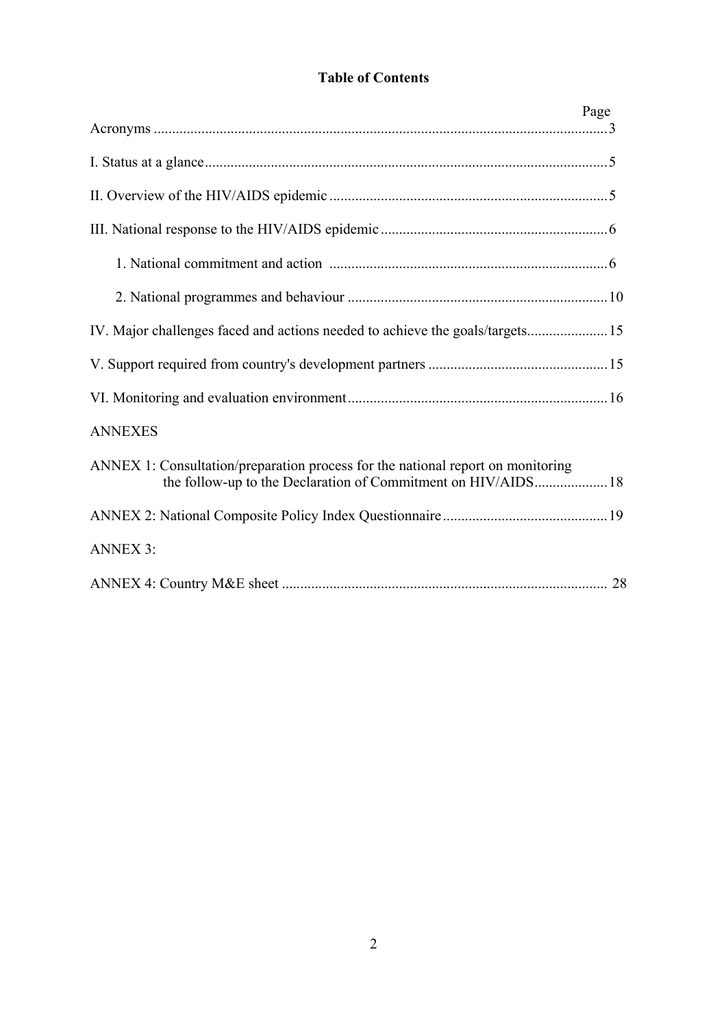# Table of Contents

| | Page |
|---|---|
| Acronyms | 3 |
| I. Status at a glance | 5 |
| II. Overview of the HIV/AIDS epidemic | 5 |
| III. National response to the HIV/AIDS epidemic | 6 |
| 1. National commitment and action | 6 |
| 2. National programmes and behaviour | 10 |
| IV. Major challenges faced and actions needed to achieve the goals/targets | 15 |
| V. Support required from country's development partners | 15 |
| VI. Monitoring and evaluation environment | 16 |
| ANNEXES | |
| ANNEX 1: Consultation/preparation process for the national report on monitoring the follow-up to the Declaration of Commitment on HIV/AIDS | 18 |
| ANNEX 2: National Composite Policy Index Questionnaire | 19 |
| ANNEX 3: | |
| ANNEX 4: Country M&E sheet | 28 |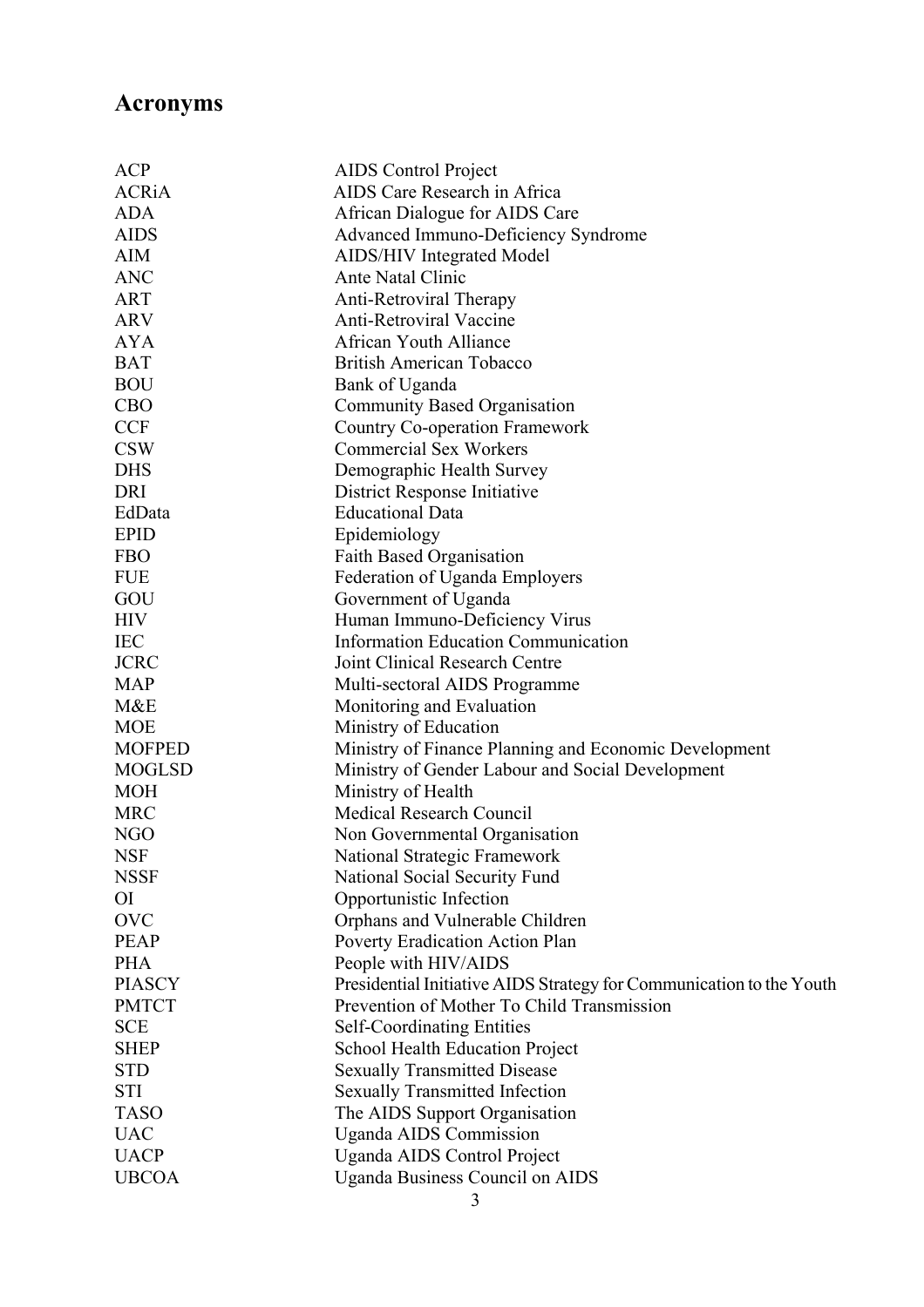# Acronyms

| | |
|---|---|
| ACP | AIDS Control Project |
| ACRiA | AIDS Care Research in Africa |
| ADA | African Dialogue for AIDS Care |
| AIDS | Advanced Immuno-Deficiency Syndrome |
| AIM | AIDS/HIV Integrated Model |
| ANC | Ante Natal Clinic |
| ART | Anti-Retroviral Therapy |
| ARV | Anti-Retroviral Vaccine |
| AYA | African Youth Alliance |
| BAT | British American Tobacco |
| BOU | Bank of Uganda |
| CBO | Community Based Organisation |
| CCF | Country Co-operation Framework |
| CSW | Commercial Sex Workers |
| DHS | Demographic Health Survey |
| DRI | District Response Initiative |
| EdData | Educational Data |
| EPID | Epidemiology |
| FBO | Faith Based Organisation |
| FUE | Federation of Uganda Employers |
| GOU | Government of Uganda |
| HIV | Human Immuno-Deficiency Virus |
| IEC | Information Education Communication |
| JCRC | Joint Clinical Research Centre |
| MAP | Multi-sectoral AIDS Programme |
| M&E | Monitoring and Evaluation |
| MOE | Ministry of Education |
| MOFPED | Ministry of Finance Planning and Economic Development |
| MOGLSD | Ministry of Gender Labour and Social Development |
| MOH | Ministry of Health |
| MRC | Medical Research Council |
| NGO | Non Governmental Organisation |
| NSF | National Strategic Framework |
| NSSF | National Social Security Fund |
| OI | Opportunistic Infection |
| OVC | Orphans and Vulnerable Children |
| PEAP | Poverty Eradication Action Plan |
| PHA | People with HIV/AIDS |
| PIASCY | Presidential Initiative AIDS Strategy for Communication to the Youth |
| PMTCT | Prevention of Mother To Child Transmission |
| SCE | Self-Coordinating Entities |
| SHEP | School Health Education Project |
| STD | Sexually Transmitted Disease |
| STI | Sexually Transmitted Infection |
| TASO | The AIDS Support Organisation |
| UAC | Uganda AIDS Commission |
| UACP | Uganda AIDS Control Project |
| UBCOA | Uganda Business Council on AIDS |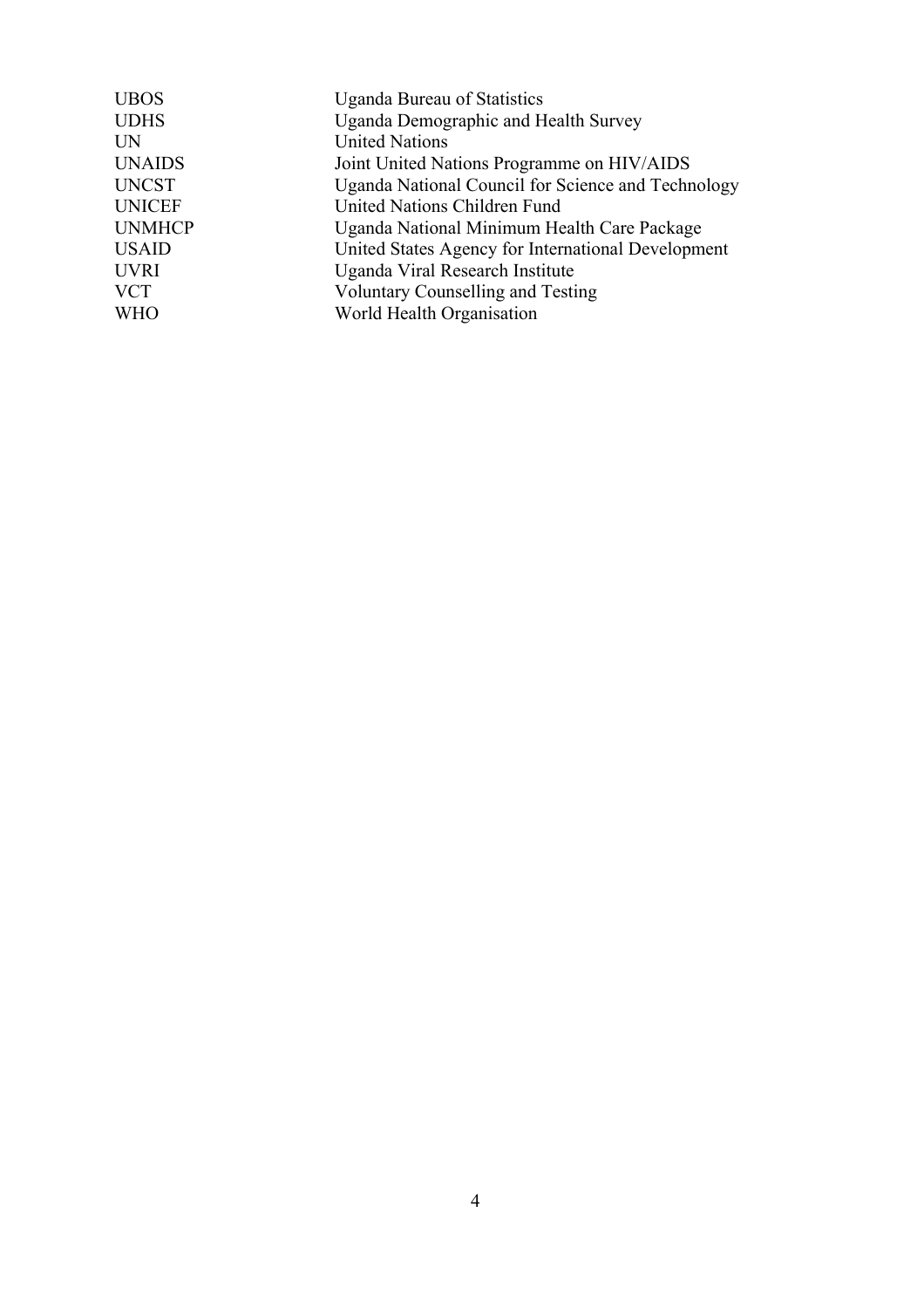| | |
|---|---|
| UBOS | Uganda Bureau of Statistics |
| UDHS | Uganda Demographic and Health Survey |
| UN | United Nations |
| UNAIDS | Joint United Nations Programme on HIV/AIDS |
| UNCST | Uganda National Council for Science and Technology |
| UNICEF | United Nations Children Fund |
| UNMHCP | Uganda National Minimum Health Care Package |
| USAID | United States Agency for International Development |
| UVRI | Uganda Viral Research Institute |
| VCT | Voluntary Counselling and Testing |
| WHO | World Health Organisation |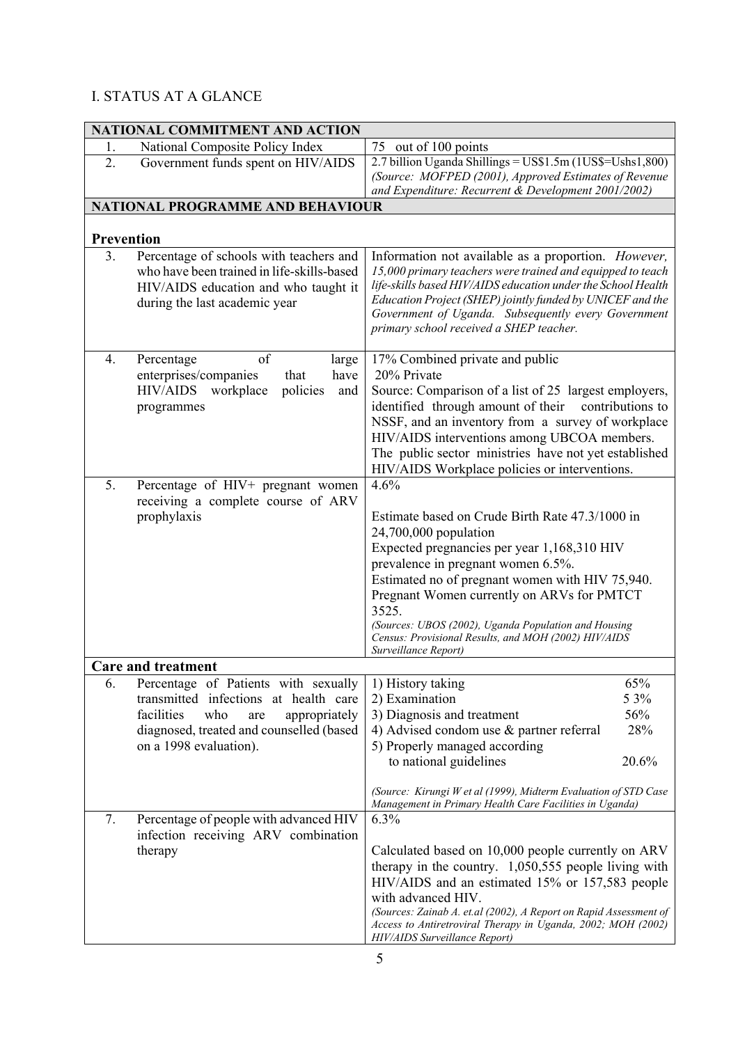## I. STATUS AT A GLANCE

| NATIONAL COMMITMENT AND ACTION | |
|---|---|
| 1. National Composite Policy Index | 75 out of 100 points |
| 2. Government funds spent on HIV/AIDS | 2.7 billion Uganda Shillings = US$1.5m (1US$=Ushs1,800) *(Source: MOFPED (2001), Approved Estimates of Revenue and Expenditure: Recurrent & Development 2001/2002)* |
| **NATIONAL PROGRAMME AND BEHAVIOUR** | |
| **Prevention** | |
| 3. Percentage of schools with teachers and who have been trained in life-skills-based HIV/AIDS education and who taught it during the last academic year | Information not available as a proportion. *However, 15,000 primary teachers were trained and equipped to teach life-skills based HIV/AIDS education under the School Health Education Project (SHEP) jointly funded by UNICEF and the Government of Uganda. Subsequently every Government primary school received a SHEP teacher.* |
| 4. Percentage of large enterprises/companies that have HIV/AIDS workplace policies and programmes | 17% Combined private and public<br>20% Private<br>Source: Comparison of a list of 25 largest employers, identified through amount of their contributions to NSSF, and an inventory from a survey of workplace HIV/AIDS interventions among UBCOA members.<br>The public sector ministries have not yet established HIV/AIDS Workplace policies or interventions. |
| 5. Percentage of HIV+ pregnant women receiving a complete course of ARV prophylaxis | 4.6%<br><br>Estimate based on Crude Birth Rate 47.3/1000 in 24,700,000 population<br>Expected pregnancies per year 1,168,310 HIV prevalence in pregnant women 6.5%.<br>Estimated no of pregnant women with HIV 75,940.<br>Pregnant Women currently on ARVs for PMTCT 3525.<br>*(Sources: UBOS (2002), Uganda Population and Housing Census: Provisional Results, and MOH (2002) HIV/AIDS Surveillance Report)* |
| **Care and treatment** | |
| 6. Percentage of Patients with sexually transmitted infections at health care facilities who are appropriately diagnosed, treated and counselled (based on a 1998 evaluation). | 1) History taking 65%<br>2) Examination 5 3%<br>3) Diagnosis and treatment 56%<br>4) Advised condom use & partner referral 28%<br>5) Properly managed according to national guidelines 20.6%<br><br>*(Source: Kirungi W et al (1999), Midterm Evaluation of STD Case Management in Primary Health Care Facilities in Uganda)* |
| 7. Percentage of people with advanced HIV infection receiving ARV combination therapy | 6.3%<br><br>Calculated based on 10,000 people currently on ARV therapy in the country. 1,050,555 people living with HIV/AIDS and an estimated 15% or 157,583 people with advanced HIV.<br>*(Sources: Zainab A. et.al (2002), A Report on Rapid Assessment of Access to Antiretroviral Therapy in Uganda, 2002; MOH (2002) HIV/AIDS Surveillance Report)* |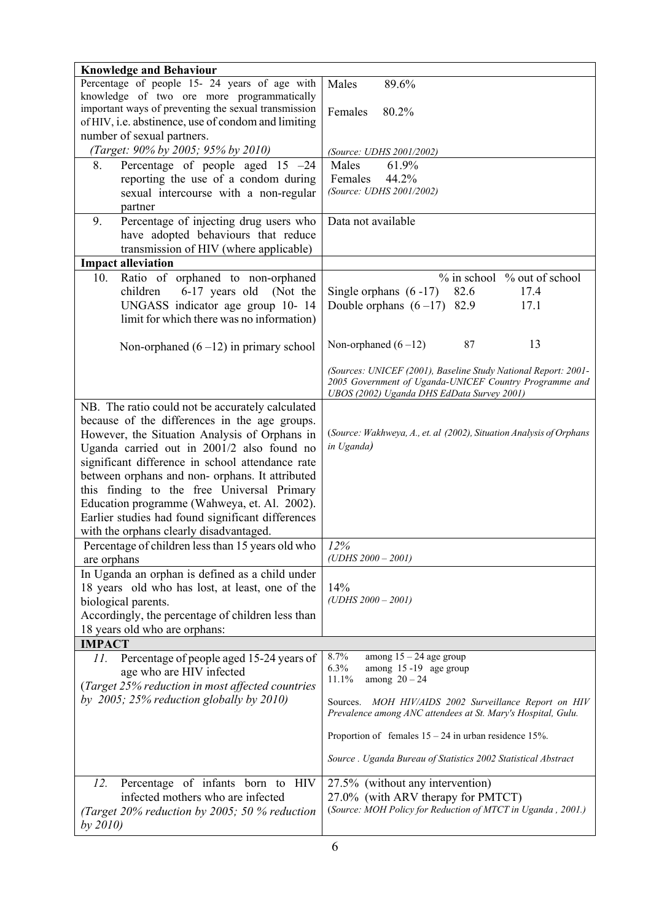| **Knowledge and Behaviour** | |
|---|---|
| Percentage of people 15- 24 years of age with knowledge of two ore more programmatically important ways of preventing the sexual transmission of HIV, i.e. abstinence, use of condom and limiting number of sexual partners.<br>*(Target: 90% by 2005; 95% by 2010)* | Males 89.6%<br><br>Females 80.2%<br><br>*(Source: UDHS 2001/2002)* |
| 8. Percentage of people aged 15 –24 reporting the use of a condom during sexual intercourse with a non-regular partner | Males 61.9%<br>Females 44.2%<br>*(Source: UDHS 2001/2002)* |
| 9. Percentage of injecting drug users who have adopted behaviours that reduce transmission of HIV (where applicable) | Data not available |
| **Impact alleviation** | |
| 10. Ratio of orphaned to non-orphaned children 6-17 years old (Not the UNGASS indicator age group 10- 14 limit for which there was no information)<br><br>Non-orphaned (6 –12) in primary school | % in school / % out of school<br>Single orphans (6 -17): 82.6 / 17.4<br>Double orphans (6 –17): 82.9 / 17.1<br><br>Non-orphaned (6 –12): 87 / 13<br><br>*(Sources: UNICEF (2001), Baseline Study National Report: 2001-2005 Government of Uganda-UNICEF Country Programme and UBOS (2002) Uganda DHS EdData Survey 2001)* |
| NB. The ratio could not be accurately calculated because of the differences in the age groups. However, the Situation Analysis of Orphans in Uganda carried out in 2001/2 also found no significant difference in school attendance rate between orphans and non- orphans. It attributed this finding to the free Universal Primary Education programme (Wahweya, et. Al. 2002). Earlier studies had found significant differences with the orphans clearly disadvantaged. | (*Source: Wakhweya, A., et. al (2002), Situation Analysis of Orphans in Uganda*) |
| Percentage of children less than 15 years old who are orphans | *12%*<br>*(UDHS 2000 – 2001)* |
| In Uganda an orphan is defined as a child under 18 years old who has lost, at least, one of the biological parents.<br>Accordingly, the percentage of children less than 18 years old who are orphans: | 14%<br>*(UDHS 2000 – 2001)* |
| **IMPACT** | |
| *11.* Percentage of people aged 15-24 years of age who are HIV infected<br>(*Target 25% reduction in most affected countries by 2005; 25% reduction globally by 2010)* | 8.7% among 15 – 24 age group<br>6.3% among 15 -19 age group<br>11.1% among 20 – 24<br><br>Sources. *MOH HIV/AIDS 2002 Surveillance Report on HIV Prevalence among ANC attendees at St. Mary's Hospital, Gulu.*<br><br>Proportion of females 15 – 24 in urban residence 15%.<br><br>*Source . Uganda Bureau of Statistics 2002 Statistical Abstract* |
| *12.* Percentage of infants born to HIV infected mothers who are infected<br>*(Target 20% reduction by 2005; 50 % reduction by 2010)* | 27.5% (without any intervention)<br>27.0% (with ARV therapy for PMTCT)<br>(*Source: MOH Policy for Reduction of MTCT in Uganda , 2001.)* |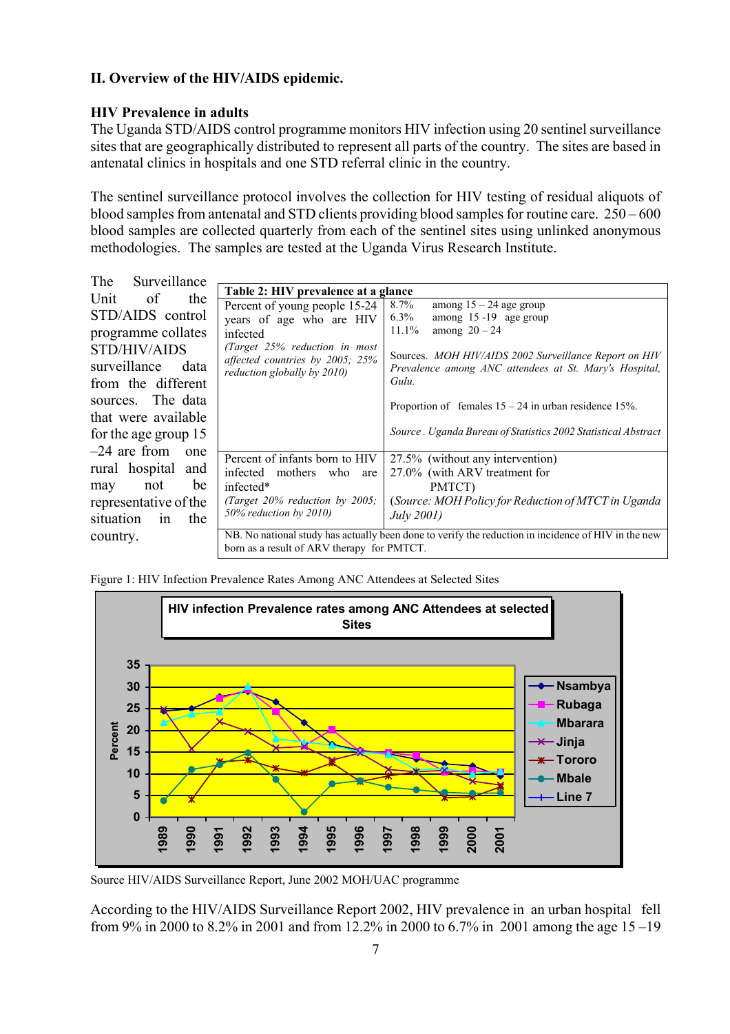## II. Overview of the HIV/AIDS epidemic.

### HIV Prevalence in adults

The Uganda STD/AIDS control programme monitors HIV infection using 20 sentinel surveillance sites that are geographically distributed to represent all parts of the country. The sites are based in antenatal clinics in hospitals and one STD referral clinic in the country.

The sentinel surveillance protocol involves the collection for HIV testing of residual aliquots of blood samples from antenatal and STD clients providing blood samples for routine care. 250 – 600 blood samples are collected quarterly from each of the sentinel sites using unlinked anonymous methodologies. The samples are tested at the Uganda Virus Research Institute.

The Surveillance Unit of the STD/AIDS control programme collates STD/HIV/AIDS surveillance data from the different sources. The data that were available for the age group 15 –24 are from one rural hospital and may not be representative of the situation in the country.

**Table 2: HIV prevalence at a glance**

| | |
|---|---|
| Percent of young people 15-24 years of age who are HIV infected<br>*(Target 25% reduction in most affected countries by 2005; 25% reduction globally by 2010)* | 8.7% among 15 – 24 age group<br>6.3% among 15 -19 age group<br>11.1% among 20 – 24<br><br>Sources. *MOH HIV/AIDS 2002 Surveillance Report on HIV Prevalence among ANC attendees at St. Mary's Hospital, Gulu.*<br><br>Proportion of females 15 – 24 in urban residence 15%.<br><br>*Source . Uganda Bureau of Statistics 2002 Statistical Abstract* |
| Percent of infants born to HIV infected mothers who are infected*<br>*(Target 20% reduction by 2005; 50% reduction by 2010)* | 27.5% (without any intervention)<br>27.0% (with ARV treatment for PMTCT)<br>(*Source: MOH Policy for Reduction of MTCT in Uganda July 2001)* |
| NB. No national study has actually been done to verify the reduction in incidence of HIV in the new born as a result of ARV therapy for PMTCT. | |

Figure 1: HIV Infection Prevalence Rates Among ANC Attendees at Selected Sites

Source HIV/AIDS Surveillance Report, June 2002 MOH/UAC programme

According to the HIV/AIDS Surveillance Report 2002, HIV prevalence in an urban hospital fell from 9% in 2000 to 8.2% in 2001 and from 12.2% in 2000 to 6.7% in 2001 among the age 15 –19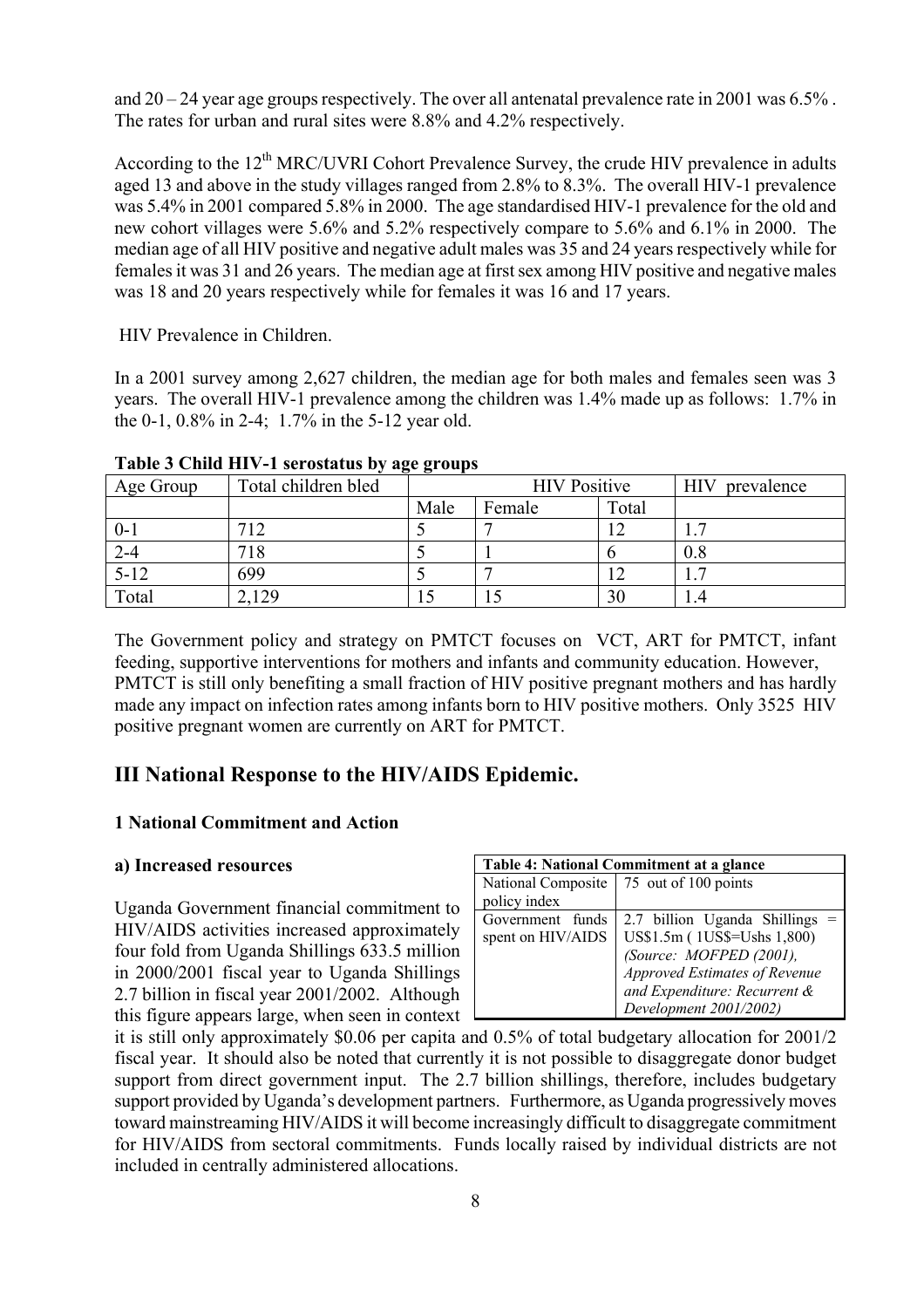and 20 – 24 year age groups respectively. The over all antenatal prevalence rate in 2001 was 6.5% . The rates for urban and rural sites were 8.8% and 4.2% respectively.

According to the 12th MRC/UVRI Cohort Prevalence Survey, the crude HIV prevalence in adults aged 13 and above in the study villages ranged from 2.8% to 8.3%. The overall HIV-1 prevalence was 5.4% in 2001 compared 5.8% in 2000. The age standardised HIV-1 prevalence for the old and new cohort villages were 5.6% and 5.2% respectively compare to 5.6% and 6.1% in 2000. The median age of all HIV positive and negative adult males was 35 and 24 years respectively while for females it was 31 and 26 years. The median age at first sex among HIV positive and negative males was 18 and 20 years respectively while for females it was 16 and 17 years.

HIV Prevalence in Children.

In a 2001 survey among 2,627 children, the median age for both males and females seen was 3 years. The overall HIV-1 prevalence among the children was 1.4% made up as follows: 1.7% in the 0-1, 0.8% in 2-4; 1.7% in the 5-12 year old.

**Table 3 Child HIV-1 serostatus by age groups**

| Age Group | Total children bled | HIV Positive | | | HIV prevalence |
|---|---|---|---|---|---|
| | | Male | Female | Total | |
| 0-1 | 712 | 5 | 7 | 12 | 1.7 |
| 2-4 | 718 | 5 | 1 | 6 | 0.8 |
| 5-12 | 699 | 5 | 7 | 12 | 1.7 |
| Total | 2,129 | 15 | 15 | 30 | 1.4 |

The Government policy and strategy on PMTCT focuses on VCT, ART for PMTCT, infant feeding, supportive interventions for mothers and infants and community education. However, PMTCT is still only benefiting a small fraction of HIV positive pregnant mothers and has hardly made any impact on infection rates among infants born to HIV positive mothers. Only 3525 HIV positive pregnant women are currently on ART for PMTCT.

## III National Response to the HIV/AIDS Epidemic.

### 1 National Commitment and Action

**a) Increased resources**

| Table 4: National Commitment at a glance | |
|---|---|
| National Composite policy index | 75 out of 100 points |
| Government funds spent on HIV/AIDS | 2.7 billion Uganda Shillings = US$1.5m ( 1US$=Ushs 1,800) *(Source: MOFPED (2001), Approved Estimates of Revenue and Expenditure: Recurrent & Development 2001/2002)* |

Uganda Government financial commitment to HIV/AIDS activities increased approximately four fold from Uganda Shillings 633.5 million in 2000/2001 fiscal year to Uganda Shillings 2.7 billion in fiscal year 2001/2002. Although this figure appears large, when seen in context it is still only approximately \$0.06 per capita and 0.5% of total budgetary allocation for 2001/2 fiscal year. It should also be noted that currently it is not possible to disaggregate donor budget support from direct government input. The 2.7 billion shillings, therefore, includes budgetary support provided by Uganda's development partners. Furthermore, as Uganda progressively moves toward mainstreaming HIV/AIDS it will become increasingly difficult to disaggregate commitment for HIV/AIDS from sectoral commitments. Funds locally raised by individual districts are not included in centrally administered allocations.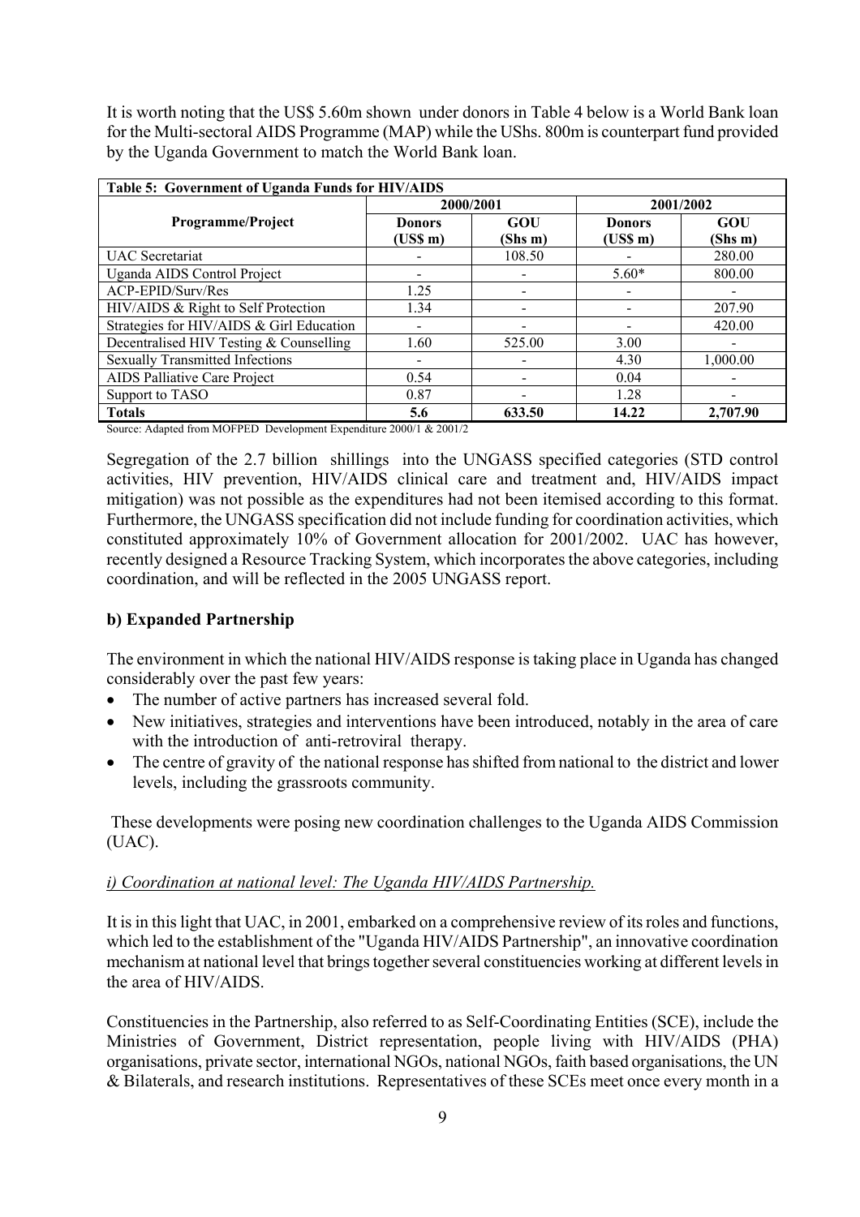It is worth noting that the US$ 5.60m shown under donors in Table 4 below is a World Bank loan for the Multi-sectoral AIDS Programme (MAP) while the UShs. 800m is counterpart fund provided by the Uganda Government to match the World Bank loan.

| Table 5: Government of Uganda Funds for HIV/AIDS | | | | |
|---|---|---|---|---|
| Programme/Project | 2000/2001 | | 2001/2002 | |
| | Donors (US$ m) | GOU (Shs m) | Donors (US$ m) | GOU (Shs m) |
| UAC Secretariat | - | 108.50 | - | 280.00 |
| Uganda AIDS Control Project | - | - | 5.60* | 800.00 |
| ACP-EPID/Surv/Res | 1.25 | - | - | - |
| HIV/AIDS & Right to Self Protection | 1.34 | - | - | 207.90 |
| Strategies for HIV/AIDS & Girl Education | - | - | - | 420.00 |
| Decentralised HIV Testing & Counselling | 1.60 | 525.00 | 3.00 | - |
| Sexually Transmitted Infections | - | - | 4.30 | 1,000.00 |
| AIDS Palliative Care Project | 0.54 | - | 0.04 | - |
| Support to TASO | 0.87 | - | 1.28 | - |
| **Totals** | **5.6** | **633.50** | **14.22** | **2,707.90** |

Source: Adapted from MOFPED Development Expenditure 2000/1 & 2001/2

Segregation of the 2.7 billion shillings into the UNGASS specified categories (STD control activities, HIV prevention, HIV/AIDS clinical care and treatment and, HIV/AIDS impact mitigation) was not possible as the expenditures had not been itemised according to this format. Furthermore, the UNGASS specification did not include funding for coordination activities, which constituted approximately 10% of Government allocation for 2001/2002. UAC has however, recently designed a Resource Tracking System, which incorporates the above categories, including coordination, and will be reflected in the 2005 UNGASS report.

### b) Expanded Partnership

The environment in which the national HIV/AIDS response is taking place in Uganda has changed considerably over the past few years:

- The number of active partners has increased several fold.
- New initiatives, strategies and interventions have been introduced, notably in the area of care with the introduction of anti-retroviral therapy.
- The centre of gravity of the national response has shifted from national to the district and lower levels, including the grassroots community.

These developments were posing new coordination challenges to the Uganda AIDS Commission (UAC).

#### *i) Coordination at national level: The Uganda HIV/AIDS Partnership.*

It is in this light that UAC, in 2001, embarked on a comprehensive review of its roles and functions, which led to the establishment of the "Uganda HIV/AIDS Partnership", an innovative coordination mechanism at national level that brings together several constituencies working at different levels in the area of HIV/AIDS.

Constituencies in the Partnership, also referred to as Self-Coordinating Entities (SCE), include the Ministries of Government, District representation, people living with HIV/AIDS (PHA) organisations, private sector, international NGOs, national NGOs, faith based organisations, the UN & Bilaterals, and research institutions. Representatives of these SCEs meet once every month in a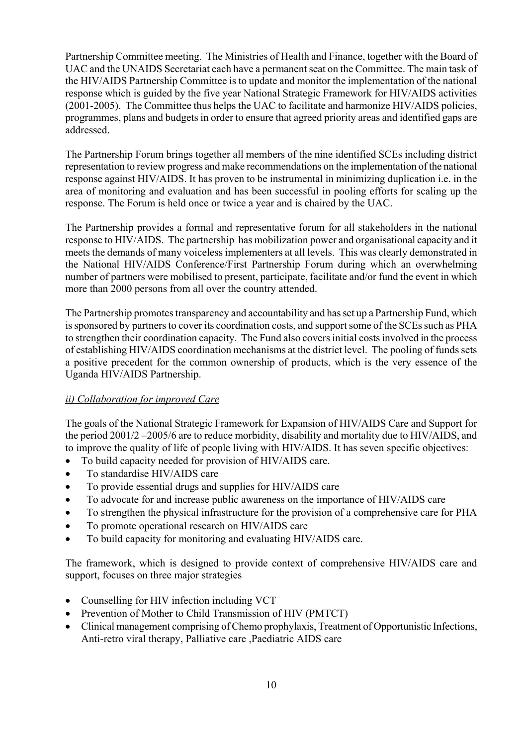Partnership Committee meeting. The Ministries of Health and Finance, together with the Board of UAC and the UNAIDS Secretariat each have a permanent seat on the Committee. The main task of the HIV/AIDS Partnership Committee is to update and monitor the implementation of the national response which is guided by the five year National Strategic Framework for HIV/AIDS activities (2001-2005). The Committee thus helps the UAC to facilitate and harmonize HIV/AIDS policies, programmes, plans and budgets in order to ensure that agreed priority areas and identified gaps are addressed.

The Partnership Forum brings together all members of the nine identified SCEs including district representation to review progress and make recommendations on the implementation of the national response against HIV/AIDS. It has proven to be instrumental in minimizing duplication i.e. in the area of monitoring and evaluation and has been successful in pooling efforts for scaling up the response. The Forum is held once or twice a year and is chaired by the UAC.

The Partnership provides a formal and representative forum for all stakeholders in the national response to HIV/AIDS. The partnership has mobilization power and organisational capacity and it meets the demands of many voiceless implementers at all levels. This was clearly demonstrated in the National HIV/AIDS Conference/First Partnership Forum during which an overwhelming number of partners were mobilised to present, participate, facilitate and/or fund the event in which more than 2000 persons from all over the country attended.

The Partnership promotes transparency and accountability and has set up a Partnership Fund, which is sponsored by partners to cover its coordination costs, and support some of the SCEs such as PHA to strengthen their coordination capacity. The Fund also covers initial costs involved in the process of establishing HIV/AIDS coordination mechanisms at the district level. The pooling of funds sets a positive precedent for the common ownership of products, which is the very essence of the Uganda HIV/AIDS Partnership.

*ii) Collaboration for improved Care*

The goals of the National Strategic Framework for Expansion of HIV/AIDS Care and Support for the period 2001/2 –2005/6 are to reduce morbidity, disability and mortality due to HIV/AIDS, and to improve the quality of life of people living with HIV/AIDS. It has seven specific objectives:

- To build capacity needed for provision of HIV/AIDS care.
- To standardise HIV/AIDS care
- To provide essential drugs and supplies for HIV/AIDS care
- To advocate for and increase public awareness on the importance of HIV/AIDS care
- To strengthen the physical infrastructure for the provision of a comprehensive care for PHA
- To promote operational research on HIV/AIDS care
- To build capacity for monitoring and evaluating HIV/AIDS care.

The framework, which is designed to provide context of comprehensive HIV/AIDS care and support, focuses on three major strategies

- Counselling for HIV infection including VCT
- Prevention of Mother to Child Transmission of HIV (PMTCT)
- Clinical management comprising of Chemo prophylaxis, Treatment of Opportunistic Infections, Anti-retro viral therapy, Palliative care ,Paediatric AIDS care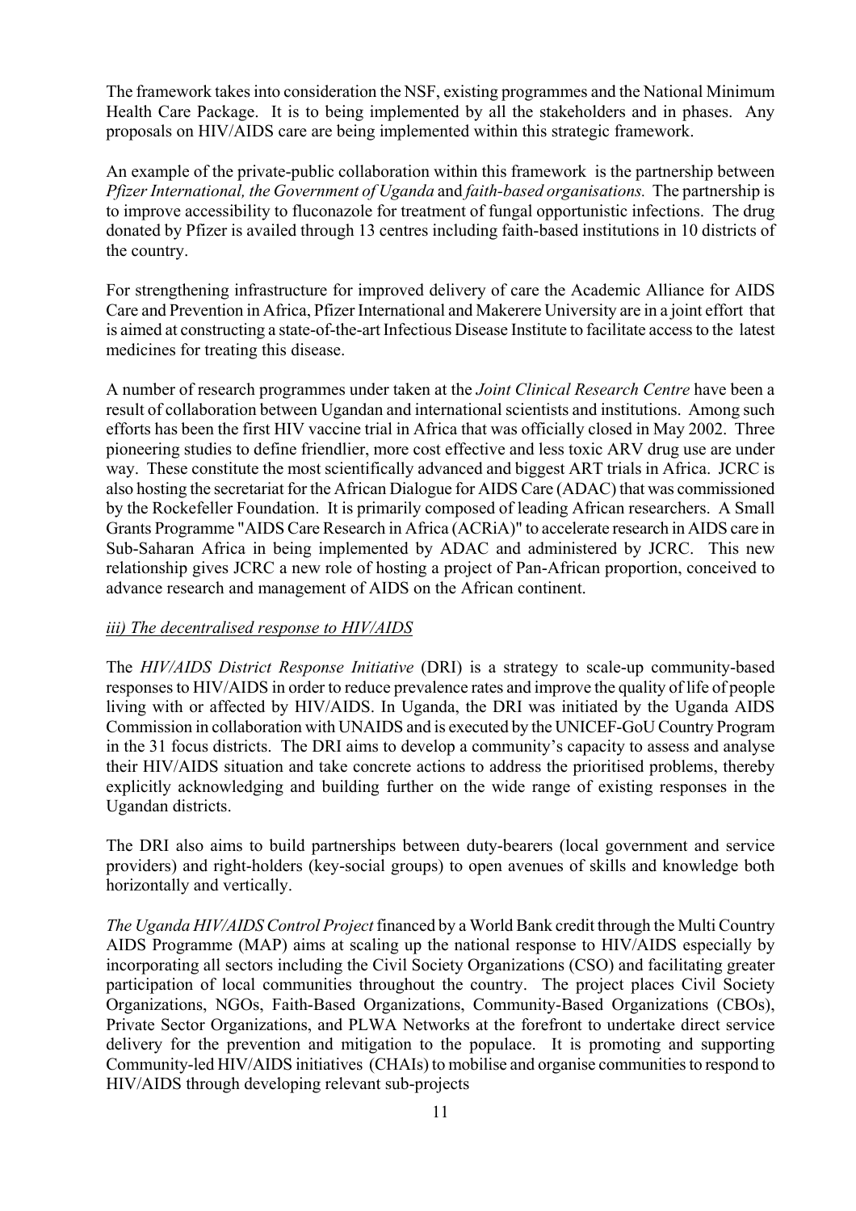The framework takes into consideration the NSF, existing programmes and the National Minimum Health Care Package. It is to being implemented by all the stakeholders and in phases. Any proposals on HIV/AIDS care are being implemented within this strategic framework.

An example of the private-public collaboration within this framework is the partnership between *Pfizer International, the Government of Uganda* and *faith-based organisations.* The partnership is to improve accessibility to fluconazole for treatment of fungal opportunistic infections. The drug donated by Pfizer is availed through 13 centres including faith-based institutions in 10 districts of the country.

For strengthening infrastructure for improved delivery of care the Academic Alliance for AIDS Care and Prevention in Africa, Pfizer International and Makerere University are in a joint effort that is aimed at constructing a state-of-the-art Infectious Disease Institute to facilitate access to the latest medicines for treating this disease.

A number of research programmes under taken at the *Joint Clinical Research Centre* have been a result of collaboration between Ugandan and international scientists and institutions. Among such efforts has been the first HIV vaccine trial in Africa that was officially closed in May 2002. Three pioneering studies to define friendlier, more cost effective and less toxic ARV drug use are under way. These constitute the most scientifically advanced and biggest ART trials in Africa. JCRC is also hosting the secretariat for the African Dialogue for AIDS Care (ADAC) that was commissioned by the Rockefeller Foundation. It is primarily composed of leading African researchers. A Small Grants Programme "AIDS Care Research in Africa (ACRiA)" to accelerate research in AIDS care in Sub-Saharan Africa in being implemented by ADAC and administered by JCRC. This new relationship gives JCRC a new role of hosting a project of Pan-African proportion, conceived to advance research and management of AIDS on the African continent.

*iii) The decentralised response to HIV/AIDS*

The *HIV/AIDS District Response Initiative* (DRI) is a strategy to scale-up community-based responses to HIV/AIDS in order to reduce prevalence rates and improve the quality of life of people living with or affected by HIV/AIDS. In Uganda, the DRI was initiated by the Uganda AIDS Commission in collaboration with UNAIDS and is executed by the UNICEF-GoU Country Program in the 31 focus districts. The DRI aims to develop a community's capacity to assess and analyse their HIV/AIDS situation and take concrete actions to address the prioritised problems, thereby explicitly acknowledging and building further on the wide range of existing responses in the Ugandan districts.

The DRI also aims to build partnerships between duty-bearers (local government and service providers) and right-holders (key-social groups) to open avenues of skills and knowledge both horizontally and vertically.

*The Uganda HIV/AIDS Control Project* financed by a World Bank credit through the Multi Country AIDS Programme (MAP) aims at scaling up the national response to HIV/AIDS especially by incorporating all sectors including the Civil Society Organizations (CSO) and facilitating greater participation of local communities throughout the country. The project places Civil Society Organizations, NGOs, Faith-Based Organizations, Community-Based Organizations (CBOs), Private Sector Organizations, and PLWA Networks at the forefront to undertake direct service delivery for the prevention and mitigation to the populace. It is promoting and supporting Community-led HIV/AIDS initiatives (CHAIs) to mobilise and organise communities to respond to HIV/AIDS through developing relevant sub-projects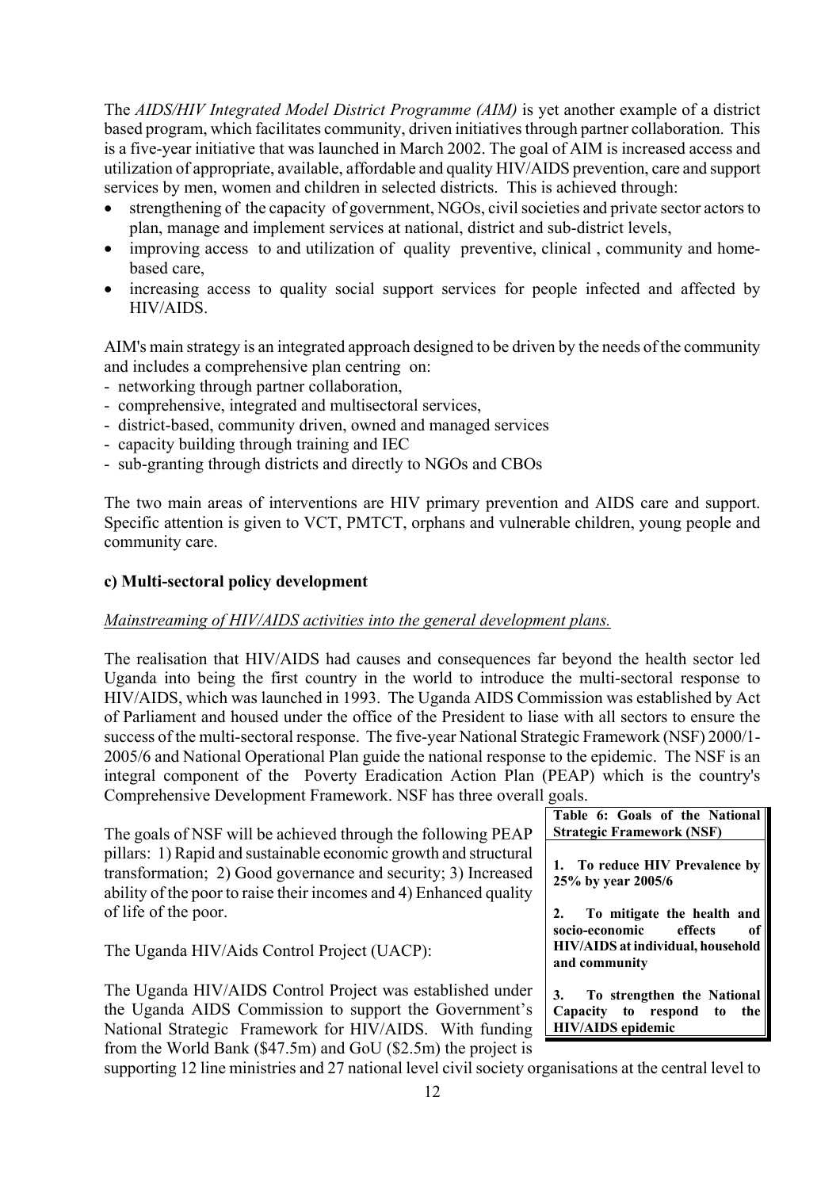The *AIDS/HIV Integrated Model District Programme (AIM)* is yet another example of a district based program, which facilitates community, driven initiatives through partner collaboration. This is a five-year initiative that was launched in March 2002. The goal of AIM is increased access and utilization of appropriate, available, affordable and quality HIV/AIDS prevention, care and support services by men, women and children in selected districts. This is achieved through:

- strengthening of the capacity of government, NGOs, civil societies and private sector actors to plan, manage and implement services at national, district and sub-district levels,
- improving access to and utilization of quality preventive, clinical , community and home-based care,
- increasing access to quality social support services for people infected and affected by HIV/AIDS.

AIM's main strategy is an integrated approach designed to be driven by the needs of the community and includes a comprehensive plan centring on:

- networking through partner collaboration,
- comprehensive, integrated and multisectoral services,
- district-based, community driven, owned and managed services
- capacity building through training and IEC
- sub-granting through districts and directly to NGOs and CBOs

The two main areas of interventions are HIV primary prevention and AIDS care and support. Specific attention is given to VCT, PMTCT, orphans and vulnerable children, young people and community care.

**c) Multi-sectoral policy development**

<u>*Mainstreaming of HIV/AIDS activities into the general development plans.*</u>

The realisation that HIV/AIDS had causes and consequences far beyond the health sector led Uganda into being the first country in the world to introduce the multi-sectoral response to HIV/AIDS, which was launched in 1993. The Uganda AIDS Commission was established by Act of Parliament and housed under the office of the President to liase with all sectors to ensure the success of the multi-sectoral response. The five-year National Strategic Framework (NSF) 2000/1-2005/6 and National Operational Plan guide the national response to the epidemic. The NSF is an integral component of the Poverty Eradication Action Plan (PEAP) which is the country's Comprehensive Development Framework. NSF has three overall goals.

| **Table 6: Goals of the National Strategic Framework (NSF)** |
|---|
| **1. To reduce HIV Prevalence by 25% by year 2005/6** |
| **2. To mitigate the health and socio-economic effects of HIV/AIDS at individual, household and community** |
| **3. To strengthen the National Capacity to respond to the HIV/AIDS epidemic** |

The goals of NSF will be achieved through the following PEAP pillars: 1) Rapid and sustainable economic growth and structural transformation; 2) Good governance and security; 3) Increased ability of the poor to raise their incomes and 4) Enhanced quality of life of the poor.

The Uganda HIV/Aids Control Project (UACP):

The Uganda HIV/AIDS Control Project was established under the Uganda AIDS Commission to support the Government's National Strategic Framework for HIV/AIDS. With funding from the World Bank ($47.5m) and GoU ($2.5m) the project is supporting 12 line ministries and 27 national level civil society organisations at the central level to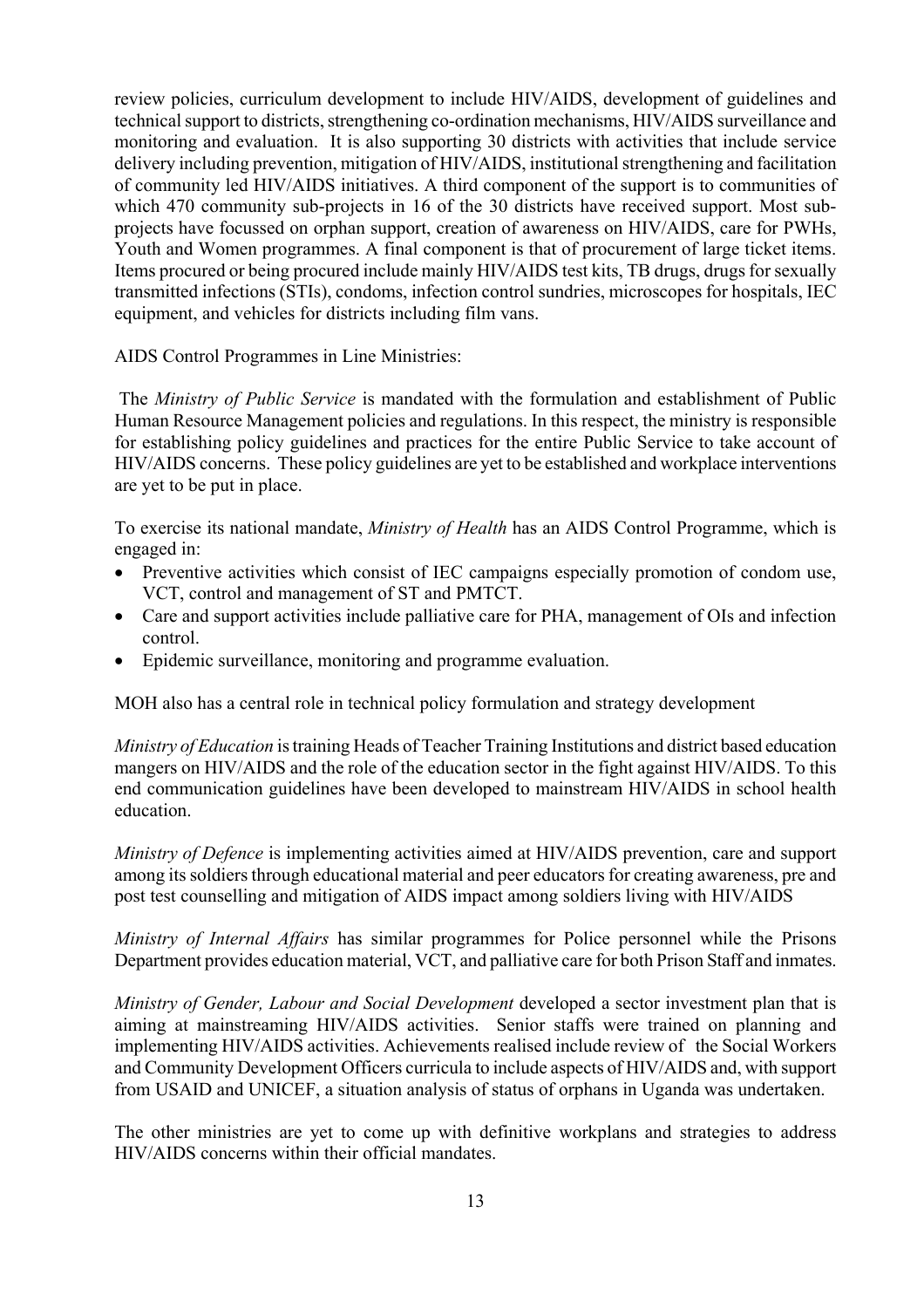review policies, curriculum development to include HIV/AIDS, development of guidelines and technical support to districts, strengthening co-ordination mechanisms, HIV/AIDS surveillance and monitoring and evaluation. It is also supporting 30 districts with activities that include service delivery including prevention, mitigation of HIV/AIDS, institutional strengthening and facilitation of community led HIV/AIDS initiatives. A third component of the support is to communities of which 470 community sub-projects in 16 of the 30 districts have received support. Most sub-projects have focussed on orphan support, creation of awareness on HIV/AIDS, care for PWHs, Youth and Women programmes. A final component is that of procurement of large ticket items. Items procured or being procured include mainly HIV/AIDS test kits, TB drugs, drugs for sexually transmitted infections (STIs), condoms, infection control sundries, microscopes for hospitals, IEC equipment, and vehicles for districts including film vans.

AIDS Control Programmes in Line Ministries:

The *Ministry of Public Service* is mandated with the formulation and establishment of Public Human Resource Management policies and regulations. In this respect, the ministry is responsible for establishing policy guidelines and practices for the entire Public Service to take account of HIV/AIDS concerns. These policy guidelines are yet to be established and workplace interventions are yet to be put in place.

To exercise its national mandate, *Ministry of Health* has an AIDS Control Programme, which is engaged in:

- Preventive activities which consist of IEC campaigns especially promotion of condom use, VCT, control and management of ST and PMTCT.
- Care and support activities include palliative care for PHA, management of OIs and infection control.
- Epidemic surveillance, monitoring and programme evaluation.

MOH also has a central role in technical policy formulation and strategy development

*Ministry of Education* is training Heads of Teacher Training Institutions and district based education mangers on HIV/AIDS and the role of the education sector in the fight against HIV/AIDS. To this end communication guidelines have been developed to mainstream HIV/AIDS in school health education.

*Ministry of Defence* is implementing activities aimed at HIV/AIDS prevention, care and support among its soldiers through educational material and peer educators for creating awareness, pre and post test counselling and mitigation of AIDS impact among soldiers living with HIV/AIDS

*Ministry of Internal Affairs* has similar programmes for Police personnel while the Prisons Department provides education material, VCT, and palliative care for both Prison Staff and inmates.

*Ministry of Gender, Labour and Social Development* developed a sector investment plan that is aiming at mainstreaming HIV/AIDS activities. Senior staffs were trained on planning and implementing HIV/AIDS activities. Achievements realised include review of the Social Workers and Community Development Officers curricula to include aspects of HIV/AIDS and, with support from USAID and UNICEF, a situation analysis of status of orphans in Uganda was undertaken.

The other ministries are yet to come up with definitive workplans and strategies to address HIV/AIDS concerns within their official mandates.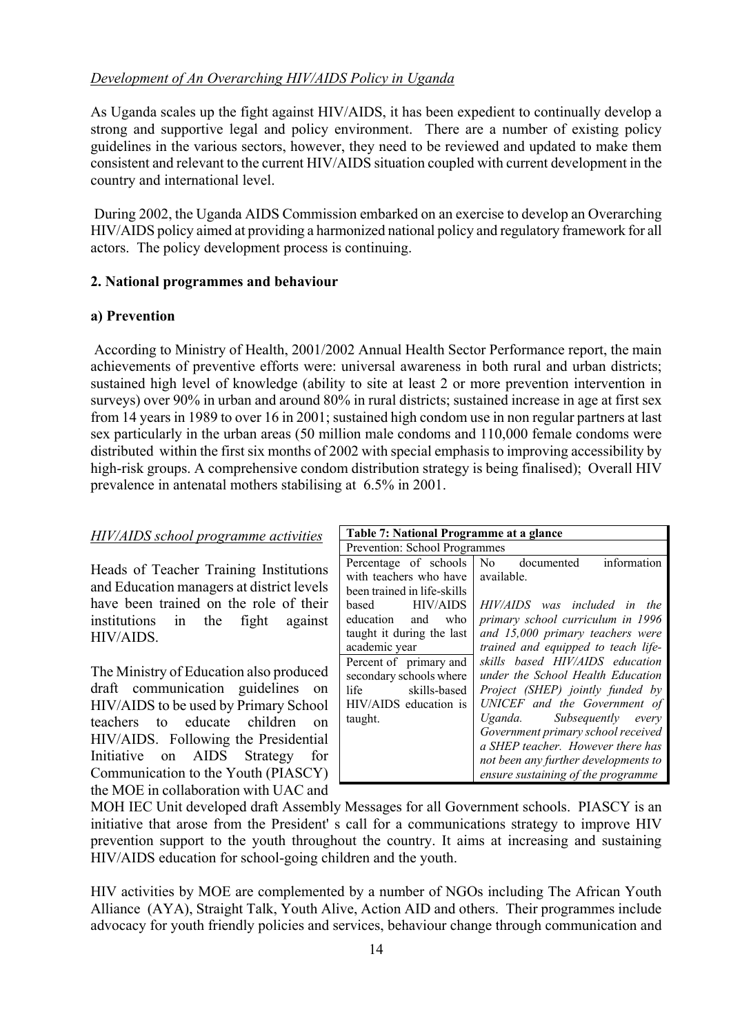*Development of An Overarching HIV/AIDS Policy in Uganda*

As Uganda scales up the fight against HIV/AIDS, it has been expedient to continually develop a strong and supportive legal and policy environment. There are a number of existing policy guidelines in the various sectors, however, they need to be reviewed and updated to make them consistent and relevant to the current HIV/AIDS situation coupled with current development in the country and international level.

During 2002, the Uganda AIDS Commission embarked on an exercise to develop an Overarching HIV/AIDS policy aimed at providing a harmonized national policy and regulatory framework for all actors. The policy development process is continuing.

**2. National programmes and behaviour**

**a) Prevention**

According to Ministry of Health, 2001/2002 Annual Health Sector Performance report, the main achievements of preventive efforts were: universal awareness in both rural and urban districts; sustained high level of knowledge (ability to site at least 2 or more prevention intervention in surveys) over 90% in urban and around 80% in rural districts; sustained increase in age at first sex from 14 years in 1989 to over 16 in 2001; sustained high condom use in non regular partners at last sex particularly in the urban areas (50 million male condoms and 110,000 female condoms were distributed within the first six months of 2002 with special emphasis to improving accessibility by high-risk groups. A comprehensive condom distribution strategy is being finalised); Overall HIV prevalence in antenatal mothers stabilising at 6.5% in 2001.

*HIV/AIDS school programme activities*

Heads of Teacher Training Institutions and Education managers at district levels have been trained on the role of their institutions in the fight against HIV/AIDS.

The Ministry of Education also produced draft communication guidelines on HIV/AIDS to be used by Primary School teachers to educate children on HIV/AIDS. Following the Presidential Initiative on AIDS Strategy for Communication to the Youth (PIASCY) the MOE in collaboration with UAC and MOH IEC Unit developed draft Assembly Messages for all Government schools. PIASCY is an initiative that arose from the President' s call for a communications strategy to improve HIV prevention support to the youth throughout the country. It aims at increasing and sustaining HIV/AIDS education for school-going children and the youth.

| **Table 7: National Programme at a glance** | |
|---|---|
| Prevention: School Programmes | |
| Percentage of schools with teachers who have been trained in life-skills based HIV/AIDS education and who taught it during the last academic year | No documented information available. |
| Percent of primary and secondary schools where life skills-based HIV/AIDS education is taught. | *HIV/AIDS was included in the primary school curriculum in 1996 and 15,000 primary teachers were trained and equipped to teach life-skills based HIV/AIDS education under the School Health Education Project (SHEP) jointly funded by UNICEF and the Government of Uganda. Subsequently every Government primary school received a SHEP teacher. However there has not been any further developments to ensure sustaining of the programme* |

HIV activities by MOE are complemented by a number of NGOs including The African Youth Alliance (AYA), Straight Talk, Youth Alive, Action AID and others. Their programmes include advocacy for youth friendly policies and services, behaviour change through communication and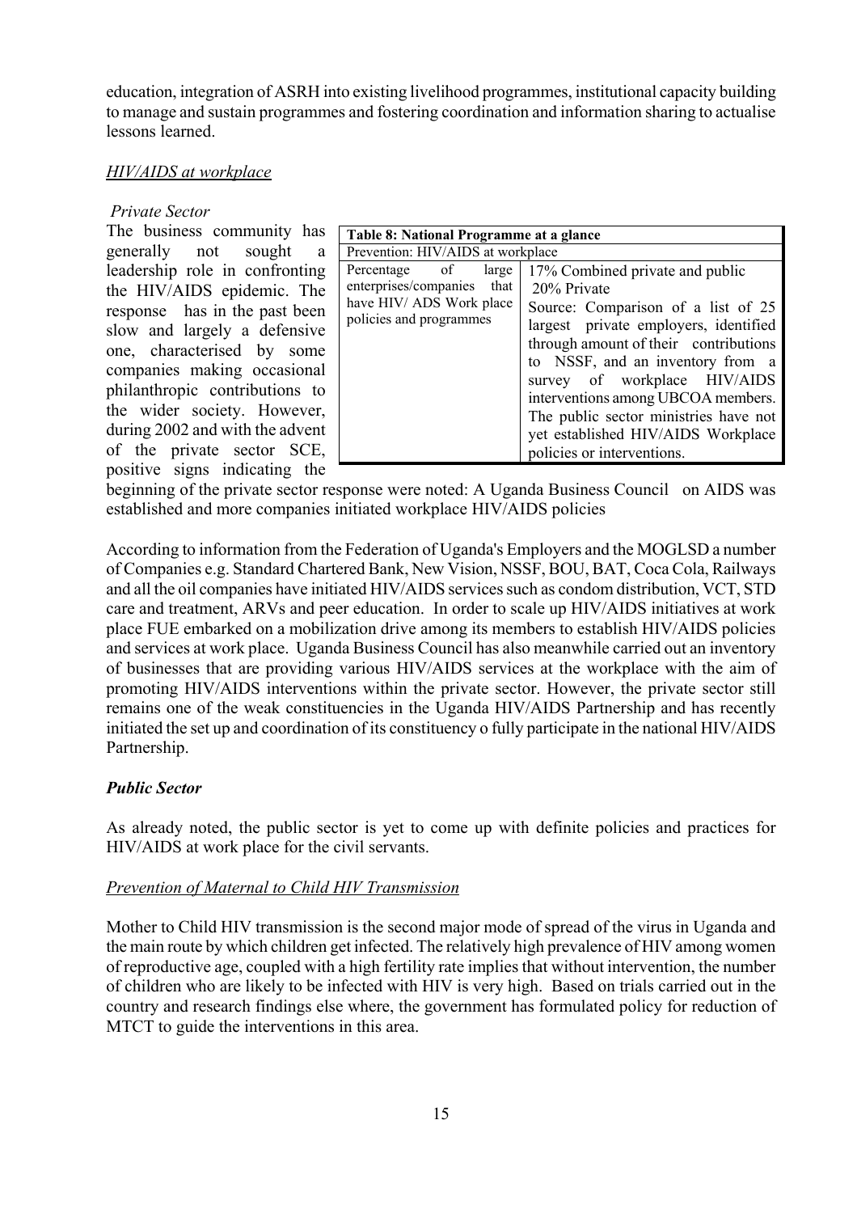education, integration of ASRH into existing livelihood programmes, institutional capacity building to manage and sustain programmes and fostering coordination and information sharing to actualise lessons learned.

*HIV/AIDS at workplace*

*Private Sector*

The business community has generally not sought a leadership role in confronting the HIV/AIDS epidemic. The response has in the past been slow and largely a defensive one, characterised by some companies making occasional philanthropic contributions to the wider society. However, during 2002 and with the advent of the private sector SCE, positive signs indicating the beginning of the private sector response were noted: A Uganda Business Council on AIDS was established and more companies initiated workplace HIV/AIDS policies

| **Table 8: National Programme at a glance** | |
|---|---|
| Prevention: HIV/AIDS at workplace | |
| Percentage of large enterprises/companies that have HIV/ ADS Work place policies and programmes | 17% Combined private and public<br>20% Private<br>Source: Comparison of a list of 25 largest private employers, identified through amount of their contributions to NSSF, and an inventory from a survey of workplace HIV/AIDS interventions among UBCOA members. The public sector ministries have not yet established HIV/AIDS Workplace policies or interventions. |

According to information from the Federation of Uganda's Employers and the MOGLSD a number of Companies e.g. Standard Chartered Bank, New Vision, NSSF, BOU, BAT, Coca Cola, Railways and all the oil companies have initiated HIV/AIDS services such as condom distribution, VCT, STD care and treatment, ARVs and peer education. In order to scale up HIV/AIDS initiatives at work place FUE embarked on a mobilization drive among its members to establish HIV/AIDS policies and services at work place. Uganda Business Council has also meanwhile carried out an inventory of businesses that are providing various HIV/AIDS services at the workplace with the aim of promoting HIV/AIDS interventions within the private sector. However, the private sector still remains one of the weak constituencies in the Uganda HIV/AIDS Partnership and has recently initiated the set up and coordination of its constituency o fully participate in the national HIV/AIDS Partnership.

***Public Sector***

As already noted, the public sector is yet to come up with definite policies and practices for HIV/AIDS at work place for the civil servants.

*Prevention of Maternal to Child HIV Transmission*

Mother to Child HIV transmission is the second major mode of spread of the virus in Uganda and the main route by which children get infected. The relatively high prevalence of HIV among women of reproductive age, coupled with a high fertility rate implies that without intervention, the number of children who are likely to be infected with HIV is very high. Based on trials carried out in the country and research findings else where, the government has formulated policy for reduction of MTCT to guide the interventions in this area.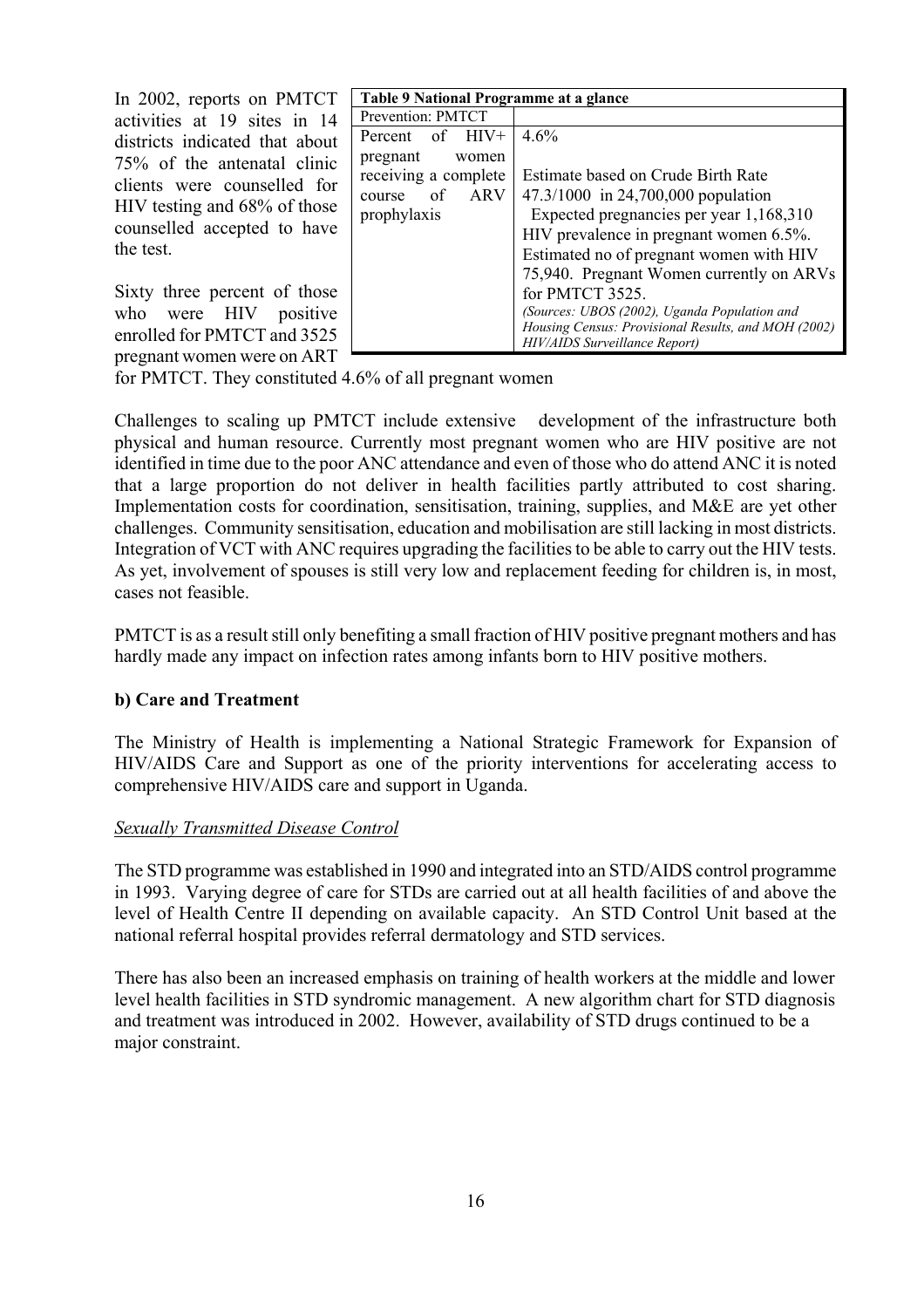In 2002, reports on PMTCT activities at 19 sites in 14 districts indicated that about 75% of the antenatal clinic clients were counselled for HIV testing and 68% of those counselled accepted to have the test.

Sixty three percent of those who were HIV positive enrolled for PMTCT and 3525 pregnant women were on ART for PMTCT. They constituted 4.6% of all pregnant women

| Table 9 National Programme at a glance | |
|---|---|
| Prevention: PMTCT | |
| Percent of HIV+ pregnant women receiving a complete course of ARV prophylaxis | 4.6%<br><br>Estimate based on Crude Birth Rate 47.3/1000 in 24,700,000 population<br>Expected pregnancies per year 1,168,310<br>HIV prevalence in pregnant women 6.5%.<br>Estimated no of pregnant women with HIV 75,940. Pregnant Women currently on ARVs for PMTCT 3525.<br>*(Sources: UBOS (2002), Uganda Population and Housing Census: Provisional Results, and MOH (2002) HIV/AIDS Surveillance Report)* |

Challenges to scaling up PMTCT include extensive development of the infrastructure both physical and human resource. Currently most pregnant women who are HIV positive are not identified in time due to the poor ANC attendance and even of those who do attend ANC it is noted that a large proportion do not deliver in health facilities partly attributed to cost sharing. Implementation costs for coordination, sensitisation, training, supplies, and M&E are yet other challenges. Community sensitisation, education and mobilisation are still lacking in most districts. Integration of VCT with ANC requires upgrading the facilities to be able to carry out the HIV tests. As yet, involvement of spouses is still very low and replacement feeding for children is, in most, cases not feasible.

PMTCT is as a result still only benefiting a small fraction of HIV positive pregnant mothers and has hardly made any impact on infection rates among infants born to HIV positive mothers.

**b) Care and Treatment**

The Ministry of Health is implementing a National Strategic Framework for Expansion of HIV/AIDS Care and Support as one of the priority interventions for accelerating access to comprehensive HIV/AIDS care and support in Uganda.

*Sexually Transmitted Disease Control*

The STD programme was established in 1990 and integrated into an STD/AIDS control programme in 1993. Varying degree of care for STDs are carried out at all health facilities of and above the level of Health Centre II depending on available capacity. An STD Control Unit based at the national referral hospital provides referral dermatology and STD services.

There has also been an increased emphasis on training of health workers at the middle and lower level health facilities in STD syndromic management. A new algorithm chart for STD diagnosis and treatment was introduced in 2002. However, availability of STD drugs continued to be a major constraint.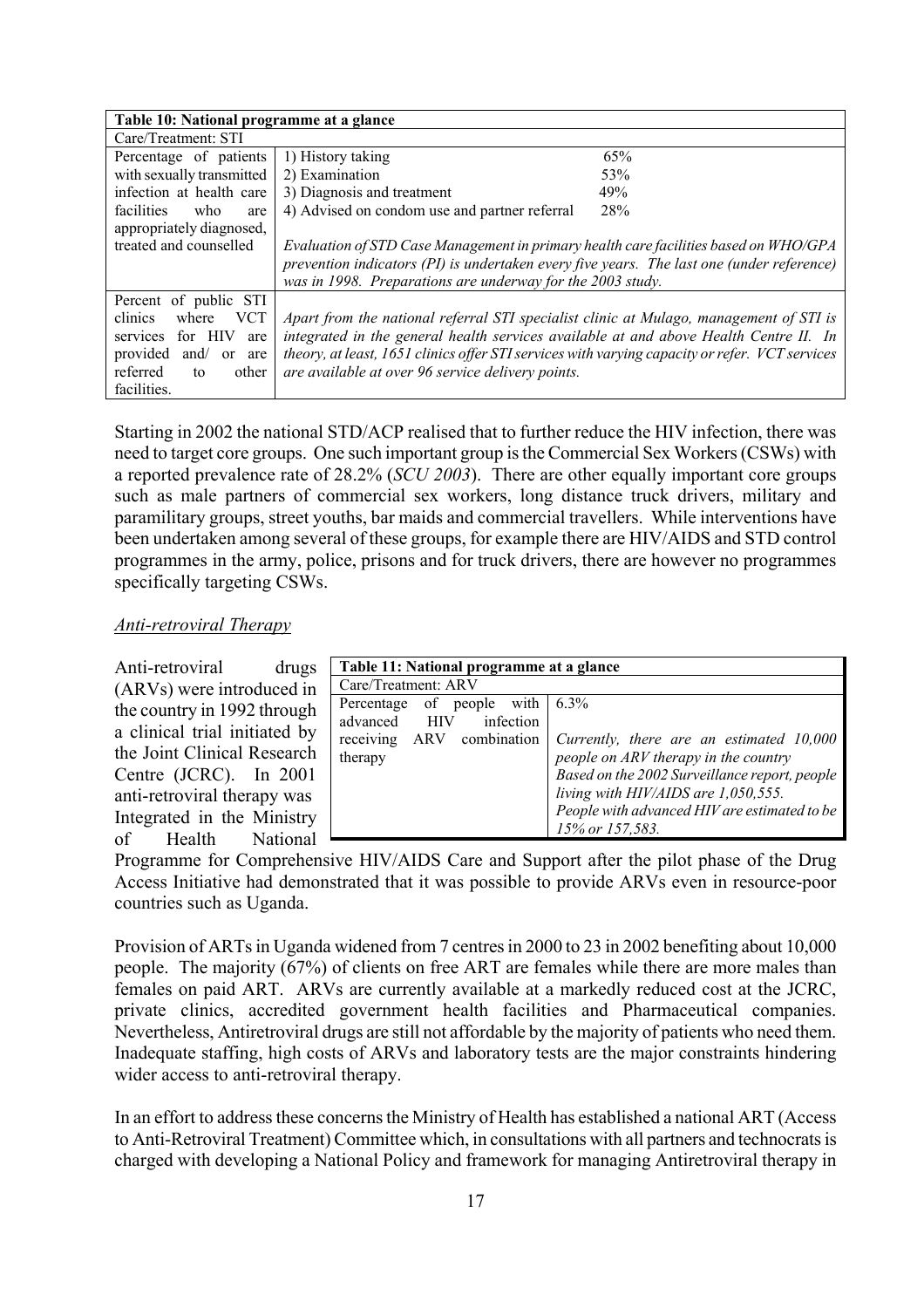| Table 10: National programme at a glance | | |
|---|---|---|
| Care/Treatment: STI | | |
| Percentage of patients with sexually transmitted infection at health care facilities who are appropriately diagnosed, treated and counselled | 1) History taking | 65% |
| | 2) Examination | 53% |
| | 3) Diagnosis and treatment | 49% |
| | 4) Advised on condom use and partner referral | 28% |
| | *Evaluation of STD Case Management in primary health care facilities based on WHO/GPA prevention indicators (PI) is undertaken every five years. The last one (under reference) was in 1998. Preparations are underway for the 2003 study.* | |
| Percent of public STI clinics where VCT services for HIV are provided and/ or are referred to other facilities. | *Apart from the national referral STI specialist clinic at Mulago, management of STI is integrated in the general health services available at and above Health Centre II. In theory, at least, 1651 clinics offer STI services with varying capacity or refer. VCT services are available at over 96 service delivery points.* | |

Starting in 2002 the national STD/ACP realised that to further reduce the HIV infection, there was need to target core groups. One such important group is the Commercial Sex Workers (CSWs) with a reported prevalence rate of 28.2% (*SCU 2003*). There are other equally important core groups such as male partners of commercial sex workers, long distance truck drivers, military and paramilitary groups, street youths, bar maids and commercial travellers. While interventions have been undertaken among several of these groups, for example there are HIV/AIDS and STD control programmes in the army, police, prisons and for truck drivers, there are however no programmes specifically targeting CSWs.

*Anti-retroviral Therapy*

| Table 11: National programme at a glance | |
|---|---|
| Care/Treatment: ARV | |
| Percentage of people with advanced HIV infection receiving ARV combination therapy | 6.3%<br>*Currently, there are an estimated 10,000 people on ARV therapy in the country*<br>*Based on the 2002 Surveillance report, people living with HIV/AIDS are 1,050,555.*<br>*People with advanced HIV are estimated to be 15% or 157,583.* |

Anti-retroviral drugs (ARVs) were introduced in the country in 1992 through a clinical trial initiated by the Joint Clinical Research Centre (JCRC). In 2001 anti-retroviral therapy was Integrated in the Ministry of Health National Programme for Comprehensive HIV/AIDS Care and Support after the pilot phase of the Drug Access Initiative had demonstrated that it was possible to provide ARVs even in resource-poor countries such as Uganda.

Provision of ARTs in Uganda widened from 7 centres in 2000 to 23 in 2002 benefiting about 10,000 people. The majority (67%) of clients on free ART are females while there are more males than females on paid ART. ARVs are currently available at a markedly reduced cost at the JCRC, private clinics, accredited government health facilities and Pharmaceutical companies. Nevertheless, Antiretroviral drugs are still not affordable by the majority of patients who need them. Inadequate staffing, high costs of ARVs and laboratory tests are the major constraints hindering wider access to anti-retroviral therapy.

In an effort to address these concerns the Ministry of Health has established a national ART (Access to Anti-Retroviral Treatment) Committee which, in consultations with all partners and technocrats is charged with developing a National Policy and framework for managing Antiretroviral therapy in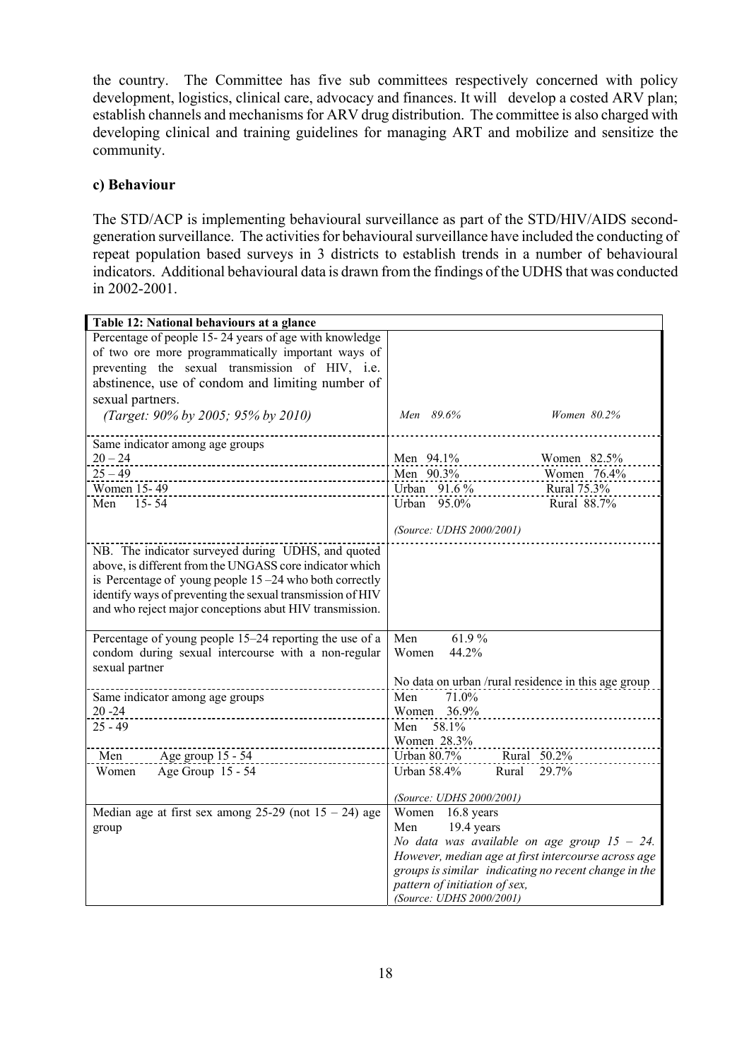the country. The Committee has five sub committees respectively concerned with policy development, logistics, clinical care, advocacy and finances. It will develop a costed ARV plan; establish channels and mechanisms for ARV drug distribution. The committee is also charged with developing clinical and training guidelines for managing ART and mobilize and sensitize the community.

**c) Behaviour**

The STD/ACP is implementing behavioural surveillance as part of the STD/HIV/AIDS second-generation surveillance. The activities for behavioural surveillance have included the conducting of repeat population based surveys in 3 districts to establish trends in a number of behavioural indicators. Additional behavioural data is drawn from the findings of the UDHS that was conducted in 2002-2001.

| **Table 12: National behaviours at a glance** | |
|---|---|
| Percentage of people 15- 24 years of age with knowledge of two ore more programmatically important ways of preventing the sexual transmission of HIV, i.e. abstinence, use of condom and limiting number of sexual partners. *(Target: 90% by 2005; 95% by 2010)* | *Men 89.6%* *Women 80.2%* |
| Same indicator among age groups 20 – 24 | Men 94.1% Women 82.5% |
| 25 – 49 | Men 90.3% Women 76.4% |
| Women 15- 49 | Urban 91.6 % Rural 75.3% |
| Men 15- 54 | Urban 95.0% Rural 88.7% *(Source: UDHS 2000/2001)* |
| NB. The indicator surveyed during UDHS, and quoted above, is different from the UNGASS core indicator which is Percentage of young people 15 –24 who both correctly identify ways of preventing the sexual transmission of HIV and who reject major conceptions abut HIV transmission. | |
| Percentage of young people 15–24 reporting the use of a condom during sexual intercourse with a non-regular sexual partner | Men 61.9 % Women 44.2% No data on urban /rural residence in this age group |
| Same indicator among age groups 20 -24 | Men 71.0% Women 36.9% |
| 25 - 49 | Men 58.1% Women 28.3% |
| Men Age group 15 - 54 | Urban 80.7% Rural 50.2% |
| Women Age Group 15 - 54 | Urban 58.4% Rural 29.7% *(Source: UDHS 2000/2001)* |
| Median age at first sex among 25-29 (not 15 – 24) age group | Women 16.8 years Men 19.4 years *No data was available on age group 15 – 24. However, median age at first intercourse across age groups is similar indicating no recent change in the pattern of initiation of sex,* *(Source: UDHS 2000/2001)* |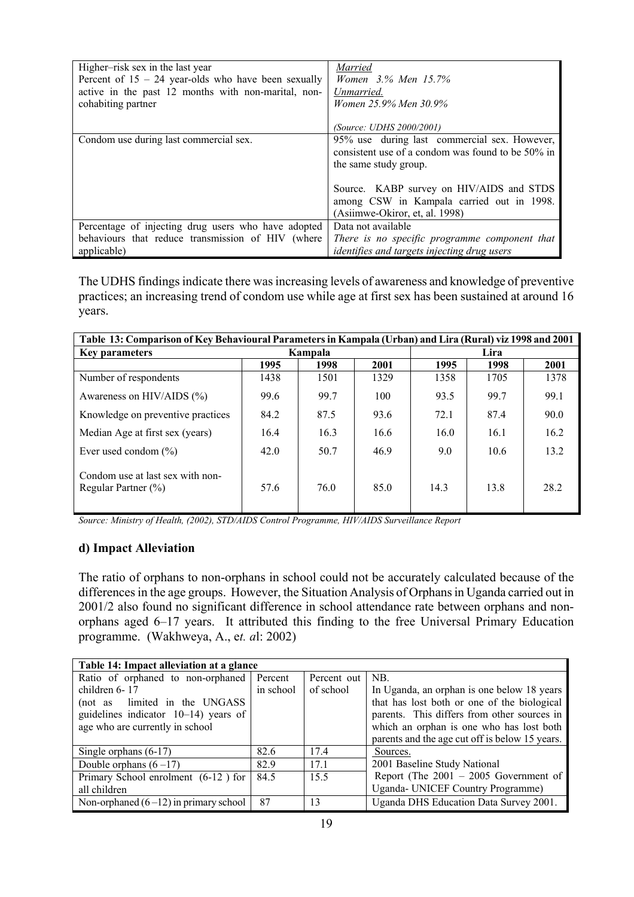| | |
|---|---|
| Higher–risk sex in the last year<br>Percent of 15 – 24 year-olds who have been sexually active in the past 12 months with non-marital, non-cohabiting partner | *Married*<br>*Women 3.% Men 15.7%*<br>*Unmarried.*<br>*Women 25.9% Men 30.9%*<br><br>*(Source: UDHS 2000/2001)* |
| Condom use during last commercial sex. | 95% use during last commercial sex. However, consistent use of a condom was found to be 50% in the same study group.<br><br>Source. KABP survey on HIV/AIDS and STDS among CSW in Kampala carried out in 1998. (Asiimwe-Okiror, et, al. 1998) |
| Percentage of injecting drug users who have adopted behaviours that reduce transmission of HIV (where applicable) | Data not available<br>*There is no specific programme component that identifies and targets injecting drug users* |

The UDHS findings indicate there was increasing levels of awareness and knowledge of preventive practices; an increasing trend of condom use while age at first sex has been sustained at around 16 years.

| Table 13: Comparison of Key Behavioural Parameters in Kampala (Urban) and Lira (Rural) viz 1998 and 2001 | | | | | | |
|---|---|---|---|---|---|---|
| **Key parameters** | **Kampala** | | | **Lira** | | |
| | **1995** | **1998** | **2001** | **1995** | **1998** | **2001** |
| Number of respondents | 1438 | 1501 | 1329 | 1358 | 1705 | 1378 |
| Awareness on HIV/AIDS (%) | 99.6 | 99.7 | 100 | 93.5 | 99.7 | 99.1 |
| Knowledge on preventive practices | 84.2 | 87.5 | 93.6 | 72.1 | 87.4 | 90.0 |
| Median Age at first sex (years) | 16.4 | 16.3 | 16.6 | 16.0 | 16.1 | 16.2 |
| Ever used condom (%) | 42.0 | 50.7 | 46.9 | 9.0 | 10.6 | 13.2 |
| Condom use at last sex with non-Regular Partner (%) | 57.6 | 76.0 | 85.0 | 14.3 | 13.8 | 28.2 |

*Source: Ministry of Health, (2002), STD/AIDS Control Programme, HIV/AIDS Surveillance Report*

### d) Impact Alleviation

The ratio of orphans to non-orphans in school could not be accurately calculated because of the differences in the age groups. However, the Situation Analysis of Orphans in Uganda carried out in 2001/2 also found no significant difference in school attendance rate between orphans and non-orphans aged 6–17 years. It attributed this finding to the free Universal Primary Education programme. (Wakhweya, A., e*t. a*l: 2002)

| Table 14: Impact alleviation at a glance | | | |
|---|---|---|---|
| Ratio of orphaned to non-orphaned children 6- 17 (not as limited in the UNGASS guidelines indicator 10–14) years of age who are currently in school | Percent in school | Percent out of school | NB.<br>In Uganda, an orphan is one below 18 years that has lost both or one of the biological parents. This differs from other sources in which an orphan is one who has lost both parents and the age cut off is below 15 years. |
| Single orphans (6-17) | 82.6 | 17.4 | Sources.<br>2001 Baseline Study National Report (The 2001 – 2005 Government of Uganda- UNICEF Country Programme) |
| Double orphans (6 –17) | 82.9 | 17.1 | |
| Primary School enrolment (6-12 ) for all children | 84.5 | 15.5 | |
| Non-orphaned (6 –12) in primary school | 87 | 13 | Uganda DHS Education Data Survey 2001. |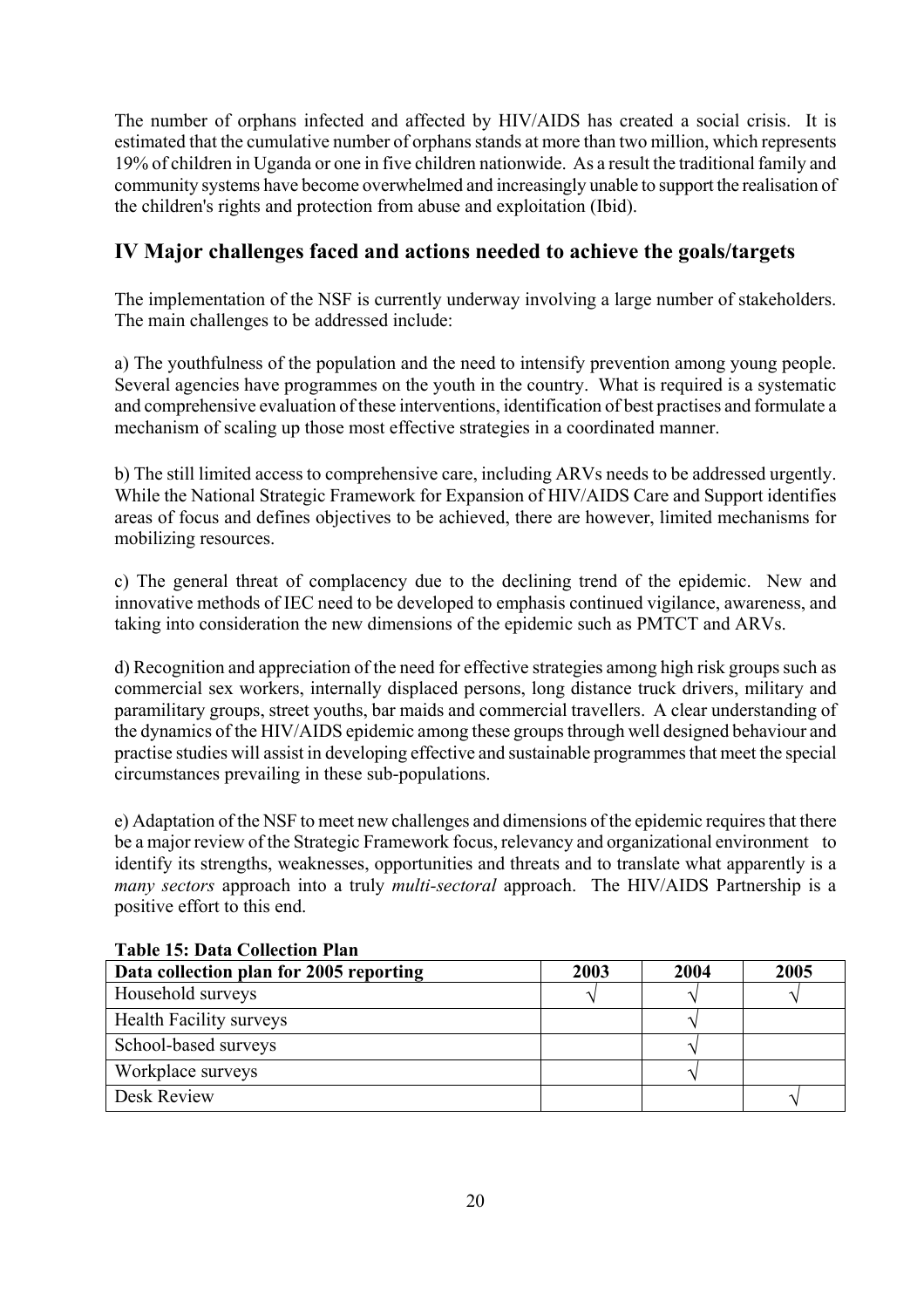The number of orphans infected and affected by HIV/AIDS has created a social crisis. It is estimated that the cumulative number of orphans stands at more than two million, which represents 19% of children in Uganda or one in five children nationwide. As a result the traditional family and community systems have become overwhelmed and increasingly unable to support the realisation of the children's rights and protection from abuse and exploitation (Ibid).

## IV Major challenges faced and actions needed to achieve the goals/targets

The implementation of the NSF is currently underway involving a large number of stakeholders. The main challenges to be addressed include:

a) The youthfulness of the population and the need to intensify prevention among young people. Several agencies have programmes on the youth in the country. What is required is a systematic and comprehensive evaluation of these interventions, identification of best practises and formulate a mechanism of scaling up those most effective strategies in a coordinated manner.

b) The still limited access to comprehensive care, including ARVs needs to be addressed urgently. While the National Strategic Framework for Expansion of HIV/AIDS Care and Support identifies areas of focus and defines objectives to be achieved, there are however, limited mechanisms for mobilizing resources.

c) The general threat of complacency due to the declining trend of the epidemic. New and innovative methods of IEC need to be developed to emphasis continued vigilance, awareness, and taking into consideration the new dimensions of the epidemic such as PMTCT and ARVs.

d) Recognition and appreciation of the need for effective strategies among high risk groups such as commercial sex workers, internally displaced persons, long distance truck drivers, military and paramilitary groups, street youths, bar maids and commercial travellers. A clear understanding of the dynamics of the HIV/AIDS epidemic among these groups through well designed behaviour and practise studies will assist in developing effective and sustainable programmes that meet the special circumstances prevailing in these sub-populations.

e) Adaptation of the NSF to meet new challenges and dimensions of the epidemic requires that there be a major review of the Strategic Framework focus, relevancy and organizational environment to identify its strengths, weaknesses, opportunities and threats and to translate what apparently is a *many sectors* approach into a truly *multi-sectoral* approach. The HIV/AIDS Partnership is a positive effort to this end.

**Table 15: Data Collection Plan**

| Data collection plan for 2005 reporting | 2003 | 2004 | 2005 |
|---|---|---|---|
| Household surveys | √ | √ | √ |
| Health Facility surveys | | √ | |
| School-based surveys | | √ | |
| Workplace surveys | | √ | |
| Desk Review | | | √ |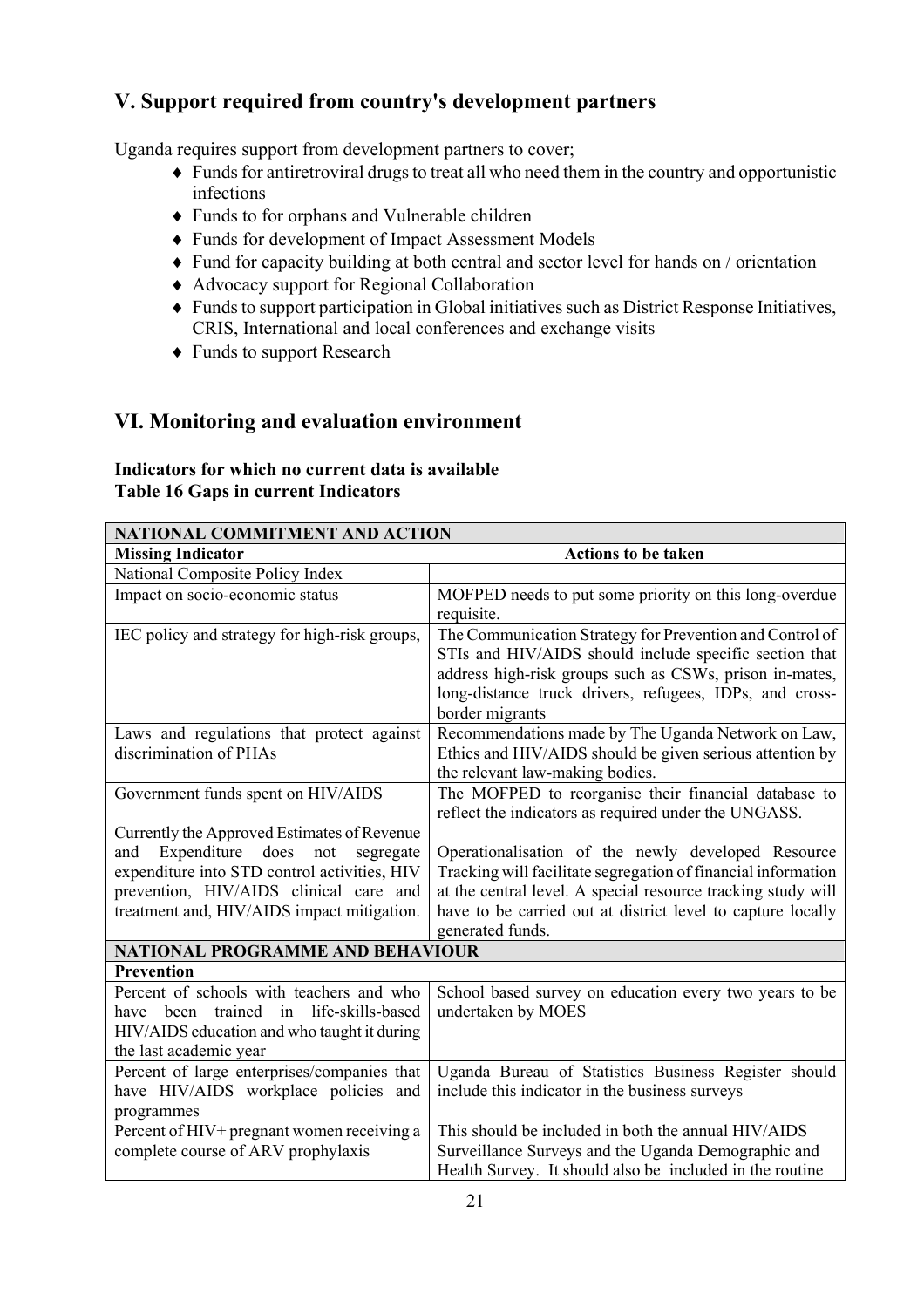## V. Support required from country's development partners

Uganda requires support from development partners to cover;

- Funds for antiretroviral drugs to treat all who need them in the country and opportunistic infections
- Funds to for orphans and Vulnerable children
- Funds for development of Impact Assessment Models
- Fund for capacity building at both central and sector level for hands on / orientation
- Advocacy support for Regional Collaboration
- Funds to support participation in Global initiatives such as District Response Initiatives, CRIS, International and local conferences and exchange visits
- Funds to support Research

## VI. Monitoring and evaluation environment

**Indicators for which no current data is available**
**Table 16 Gaps in current Indicators**

| **NATIONAL COMMITMENT AND ACTION** | |
|---|---|
| **Missing Indicator** | **Actions to be taken** |
| National Composite Policy Index | |
| Impact on socio-economic status | MOFPED needs to put some priority on this long-overdue requisite. |
| IEC policy and strategy for high-risk groups, | The Communication Strategy for Prevention and Control of STIs and HIV/AIDS should include specific section that address high-risk groups such as CSWs, prison in-mates, long-distance truck drivers, refugees, IDPs, and cross-border migrants |
| Laws and regulations that protect against discrimination of PHAs | Recommendations made by The Uganda Network on Law, Ethics and HIV/AIDS should be given serious attention by the relevant law-making bodies. |
| Government funds spent on HIV/AIDS<br><br>Currently the Approved Estimates of Revenue and Expenditure does not segregate expenditure into STD control activities, HIV prevention, HIV/AIDS clinical care and treatment and, HIV/AIDS impact mitigation. | The MOFPED to reorganise their financial database to reflect the indicators as required under the UNGASS.<br><br>Operationalisation of the newly developed Resource Tracking will facilitate segregation of financial information at the central level. A special resource tracking study will have to be carried out at district level to capture locally generated funds. |
| **NATIONAL PROGRAMME AND BEHAVIOUR** | |
| **Prevention** | |
| Percent of schools with teachers and who have been trained in life-skills-based HIV/AIDS education and who taught it during the last academic year | School based survey on education every two years to be undertaken by MOES |
| Percent of large enterprises/companies that have HIV/AIDS workplace policies and programmes | Uganda Bureau of Statistics Business Register should include this indicator in the business surveys |
| Percent of HIV+ pregnant women receiving a complete course of ARV prophylaxis | This should be included in both the annual HIV/AIDS Surveillance Surveys and the Uganda Demographic and Health Survey. It should also be included in the routine |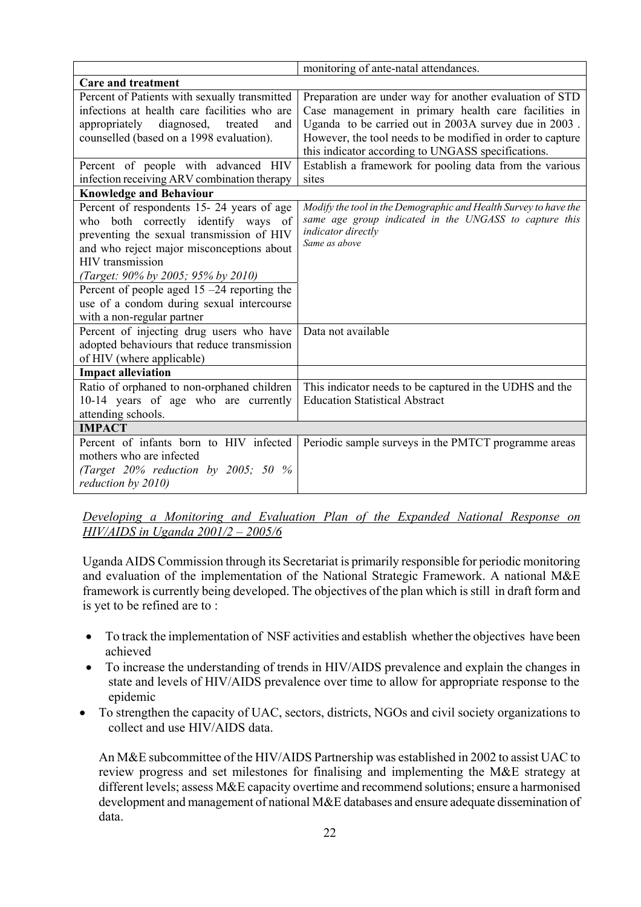| | |
|---|---|
| | monitoring of ante-natal attendances. |
| **Care and treatment** | |
| Percent of Patients with sexually transmitted infections at health care facilities who are appropriately diagnosed, treated and counselled (based on a 1998 evaluation). | Preparation are under way for another evaluation of STD Case management in primary health care facilities in Uganda to be carried out in 2003A survey due in 2003 . However, the tool needs to be modified in order to capture this indicator according to UNGASS specifications. |
| Percent of people with advanced HIV infection receiving ARV combination therapy | Establish a framework for pooling data from the various sites |
| **Knowledge and Behaviour** | |
| Percent of respondents 15- 24 years of age who both correctly identify ways of preventing the sexual transmission of HIV and who reject major misconceptions about HIV transmission *(Target: 90% by 2005; 95% by 2010)* | *Modify the tool in the Demographic and Health Survey to have the same age group indicated in the UNGASS to capture this indicator directly* |
| Percent of people aged 15 –24 reporting the use of a condom during sexual intercourse with a non-regular partner | *Same as above* |
| Percent of injecting drug users who have adopted behaviours that reduce transmission of HIV (where applicable) | Data not available |
| **Impact alleviation** | |
| Ratio of orphaned to non-orphaned children 10-14 years of age who are currently attending schools. | This indicator needs to be captured in the UDHS and the Education Statistical Abstract |
| **IMPACT** | |
| Percent of infants born to HIV infected mothers who are infected *(Target 20% reduction by 2005; 50 % reduction by 2010)* | Periodic sample surveys in the PMTCT programme areas |

*Developing a Monitoring and Evaluation Plan of the Expanded National Response on HIV/AIDS in Uganda 2001/2 – 2005/6*

Uganda AIDS Commission through its Secretariat is primarily responsible for periodic monitoring and evaluation of the implementation of the National Strategic Framework. A national M&E framework is currently being developed. The objectives of the plan which is still in draft form and is yet to be refined are to :

- To track the implementation of NSF activities and establish whether the objectives have been achieved
- To increase the understanding of trends in HIV/AIDS prevalence and explain the changes in state and levels of HIV/AIDS prevalence over time to allow for appropriate response to the epidemic
- To strengthen the capacity of UAC, sectors, districts, NGOs and civil society organizations to collect and use HIV/AIDS data.

An M&E subcommittee of the HIV/AIDS Partnership was established in 2002 to assist UAC to review progress and set milestones for finalising and implementing the M&E strategy at different levels; assess M&E capacity overtime and recommend solutions; ensure a harmonised development and management of national M&E databases and ensure adequate dissemination of data.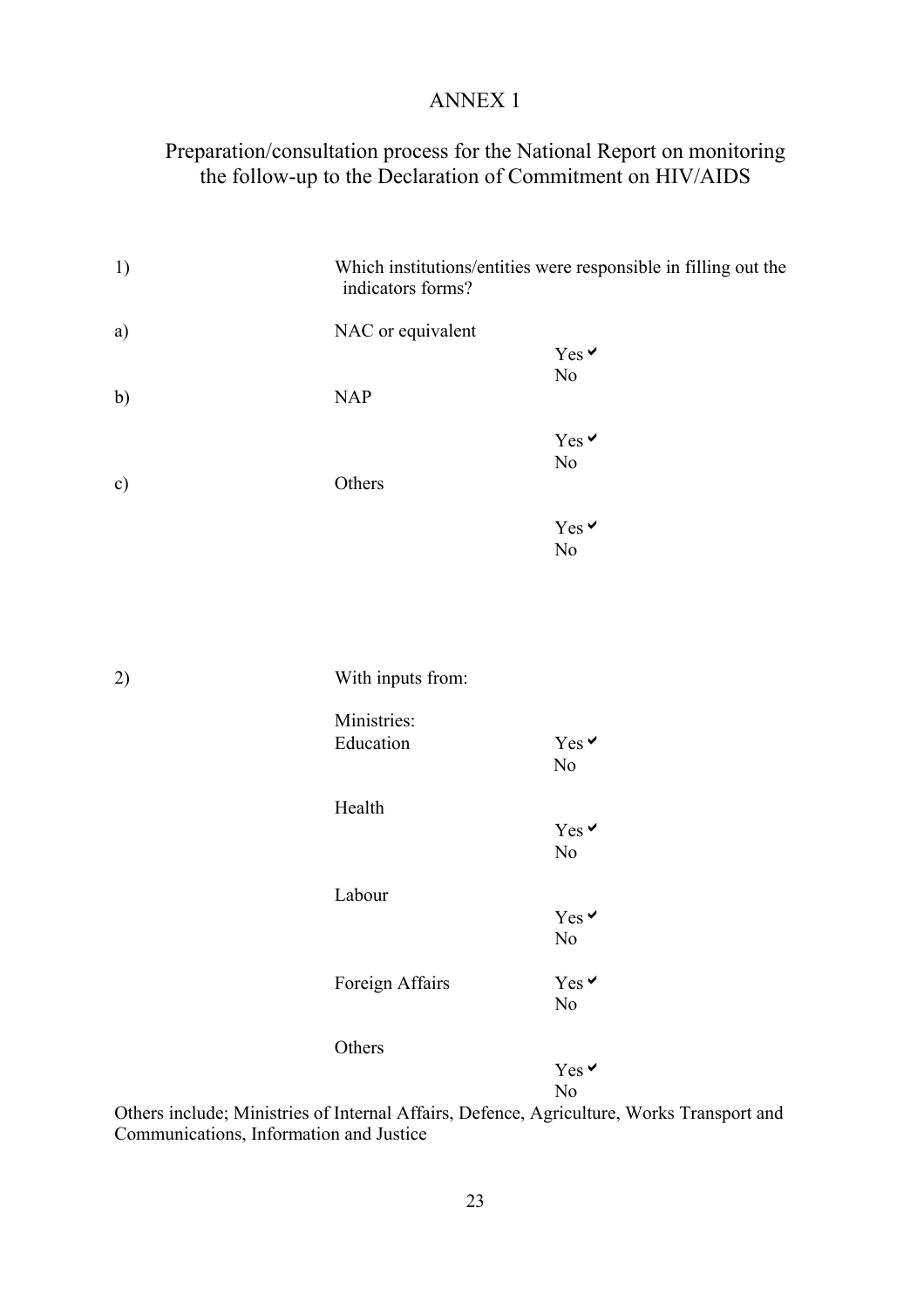# ANNEX 1

## Preparation/consultation process for the National Report on monitoring the follow-up to the Declaration of Commitment on HIV/AIDS

1) Which institutions/entities were responsible in filling out the indicators forms?

a) NAC or equivalent

Yes ✔
No

b) NAP

Yes ✔
No

c) Others

Yes ✔
No

2) With inputs from:

Ministries:

Education

Yes ✔
No

Health

Yes ✔
No

Labour

Yes ✔
No

Foreign Affairs

Yes ✔
No

Others

Yes ✔
No

Others include; Ministries of Internal Affairs, Defence, Agriculture, Works Transport and Communications, Information and Justice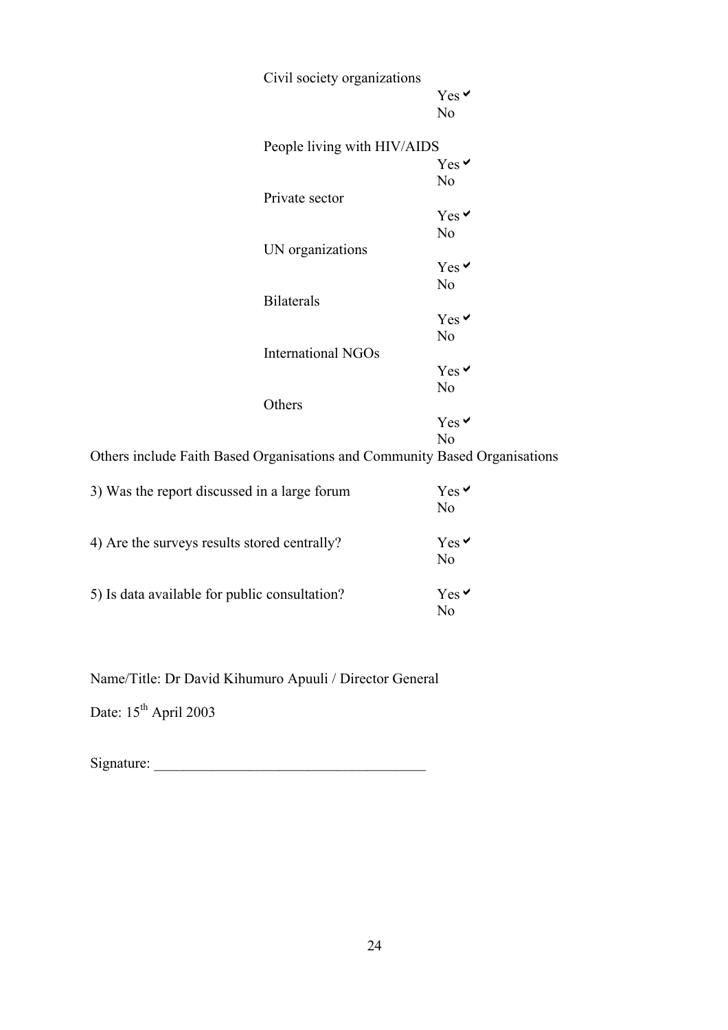Civil society organizations

Yes ✔
No

People living with HIV/AIDS

Yes ✔
No

Private sector

Yes ✔
No

UN organizations

Yes ✔
No

Bilaterals

Yes ✔
No

International NGOs

Yes ✔
No

Others

Yes ✔
No

Others include Faith Based Organisations and Community Based Organisations

3) Was the report discussed in a large forum — Yes ✔ / No

4) Are the surveys results stored centrally? — Yes ✔ / No

5) Is data available for public consultation? — Yes ✔ / No

Name/Title: Dr David Kihumuro Apuuli / Director General

Date: 15th April 2003

Signature: ___________________________________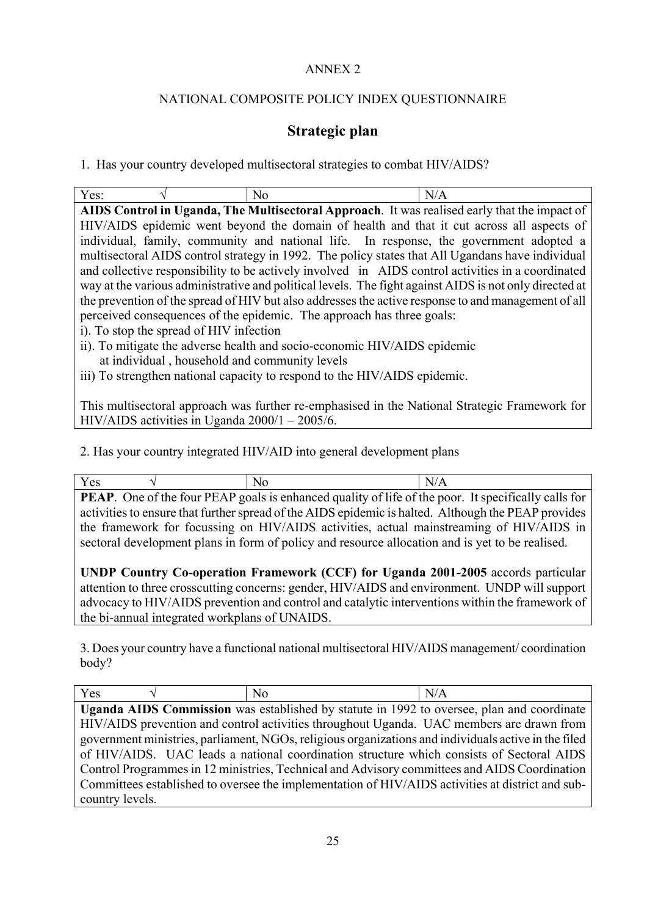ANNEX 2

NATIONAL COMPOSITE POLICY INDEX QUESTIONNAIRE

## Strategic plan

1. Has your country developed multisectoral strategies to combat HIV/AIDS?

| Yes: √ | No | N/A |
|---|---|---|

**AIDS Control in Uganda, The Multisectoral Approach**. It was realised early that the impact of HIV/AIDS epidemic went beyond the domain of health and that it cut across all aspects of individual, family, community and national life. In response, the government adopted a multisectoral AIDS control strategy in 1992. The policy states that All Ugandans have individual and collective responsibility to be actively involved in AIDS control activities in a coordinated way at the various administrative and political levels. The fight against AIDS is not only directed at the prevention of the spread of HIV but also addresses the active response to and management of all perceived consequences of the epidemic. The approach has three goals:

i). To stop the spread of HIV infection

ii). To mitigate the adverse health and socio-economic HIV/AIDS epidemic at individual , household and community levels

iii) To strengthen national capacity to respond to the HIV/AIDS epidemic.

This multisectoral approach was further re-emphasised in the National Strategic Framework for HIV/AIDS activities in Uganda 2000/1 – 2005/6.

2. Has your country integrated HIV/AID into general development plans

| Yes √ | No | N/A |
|---|---|---|

**PEAP**. One of the four PEAP goals is enhanced quality of life of the poor. It specifically calls for activities to ensure that further spread of the AIDS epidemic is halted. Although the PEAP provides the framework for focussing on HIV/AIDS activities, actual mainstreaming of HIV/AIDS in sectoral development plans in form of policy and resource allocation and is yet to be realised.

**UNDP Country Co-operation Framework (CCF) for Uganda 2001-2005** accords particular attention to three crosscutting concerns: gender, HIV/AIDS and environment. UNDP will support advocacy to HIV/AIDS prevention and control and catalytic interventions within the framework of the bi-annual integrated workplans of UNAIDS.

3. Does your country have a functional national multisectoral HIV/AIDS management/ coordination body?

| Yes √ | No | N/A |
|---|---|---|

**Uganda AIDS Commission** was established by statute in 1992 to oversee, plan and coordinate HIV/AIDS prevention and control activities throughout Uganda. UAC members are drawn from government ministries, parliament, NGOs, religious organizations and individuals active in the filed of HIV/AIDS. UAC leads a national coordination structure which consists of Sectoral AIDS Control Programmes in 12 ministries, Technical and Advisory committees and AIDS Coordination Committees established to oversee the implementation of HIV/AIDS activities at district and sub-country levels.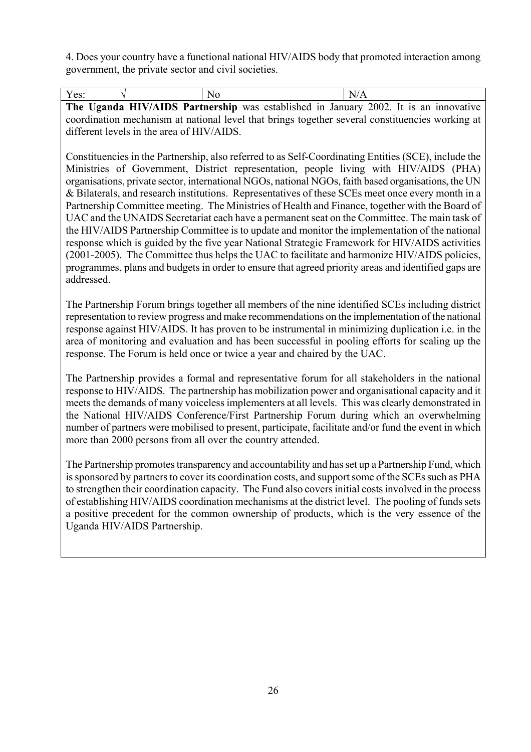4. Does your country have a functional national HIV/AIDS body that promoted interaction among government, the private sector and civil societies.

| Yes: √ | No | N/A |
|---|---|---|

**The Uganda HIV/AIDS Partnership** was established in January 2002. It is an innovative coordination mechanism at national level that brings together several constituencies working at different levels in the area of HIV/AIDS.

Constituencies in the Partnership, also referred to as Self-Coordinating Entities (SCE), include the Ministries of Government, District representation, people living with HIV/AIDS (PHA) organisations, private sector, international NGOs, national NGOs, faith based organisations, the UN & Bilaterals, and research institutions. Representatives of these SCEs meet once every month in a Partnership Committee meeting. The Ministries of Health and Finance, together with the Board of UAC and the UNAIDS Secretariat each have a permanent seat on the Committee. The main task of the HIV/AIDS Partnership Committee is to update and monitor the implementation of the national response which is guided by the five year National Strategic Framework for HIV/AIDS activities (2001-2005). The Committee thus helps the UAC to facilitate and harmonize HIV/AIDS policies, programmes, plans and budgets in order to ensure that agreed priority areas and identified gaps are addressed.

The Partnership Forum brings together all members of the nine identified SCEs including district representation to review progress and make recommendations on the implementation of the national response against HIV/AIDS. It has proven to be instrumental in minimizing duplication i.e. in the area of monitoring and evaluation and has been successful in pooling efforts for scaling up the response. The Forum is held once or twice a year and chaired by the UAC.

The Partnership provides a formal and representative forum for all stakeholders in the national response to HIV/AIDS. The partnership has mobilization power and organisational capacity and it meets the demands of many voiceless implementers at all levels. This was clearly demonstrated in the National HIV/AIDS Conference/First Partnership Forum during which an overwhelming number of partners were mobilised to present, participate, facilitate and/or fund the event in which more than 2000 persons from all over the country attended.

The Partnership promotes transparency and accountability and has set up a Partnership Fund, which is sponsored by partners to cover its coordination costs, and support some of the SCEs such as PHA to strengthen their coordination capacity. The Fund also covers initial costs involved in the process of establishing HIV/AIDS coordination mechanisms at the district level. The pooling of funds sets a positive precedent for the common ownership of products, which is the very essence of the Uganda HIV/AIDS Partnership.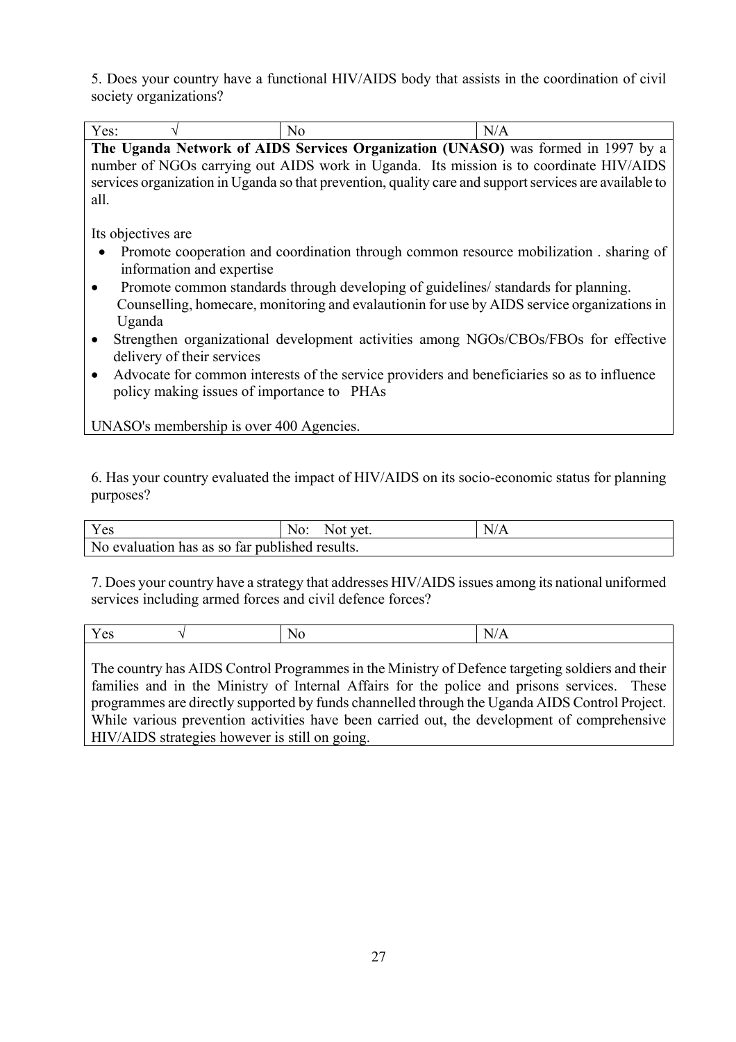5. Does your country have a functional HIV/AIDS body that assists in the coordination of civil society organizations?

| Yes: √ | No | N/A |
|---|---|---|

**The Uganda Network of AIDS Services Organization (UNASO)** was formed in 1997 by a number of NGOs carrying out AIDS work in Uganda. Its mission is to coordinate HIV/AIDS services organization in Uganda so that prevention, quality care and support services are available to all.

Its objectives are

- Promote cooperation and coordination through common resource mobilization . sharing of information and expertise
- Promote common standards through developing of guidelines/ standards for planning. Counselling, homecare, monitoring and evalautionin for use by AIDS service organizations in Uganda
- Strengthen organizational development activities among NGOs/CBOs/FBOs for effective delivery of their services
- Advocate for common interests of the service providers and beneficiaries so as to influence policy making issues of importance to PHAs

UNASO's membership is over 400 Agencies.

6. Has your country evaluated the impact of HIV/AIDS on its socio-economic status for planning purposes?

| Yes | No: Not yet. | N/A |
|---|---|---|
| No evaluation has as so far published results. | | |

7. Does your country have a strategy that addresses HIV/AIDS issues among its national uniformed services including armed forces and civil defence forces?

| Yes √ | No | N/A |
|---|---|---|

The country has AIDS Control Programmes in the Ministry of Defence targeting soldiers and their families and in the Ministry of Internal Affairs for the police and prisons services. These programmes are directly supported by funds channelled through the Uganda AIDS Control Project. While various prevention activities have been carried out, the development of comprehensive HIV/AIDS strategies however is still on going.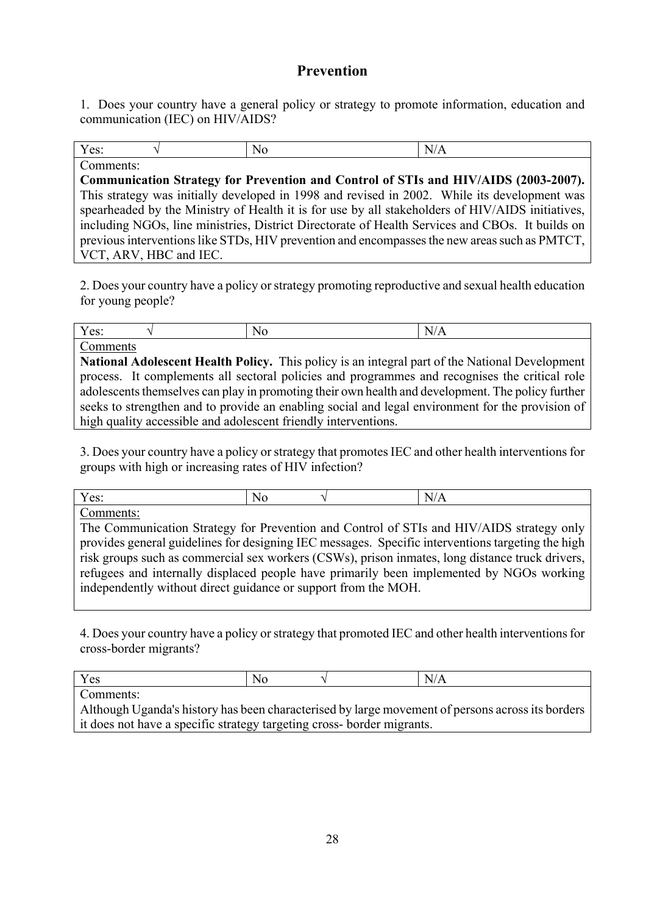## Prevention

1. Does your country have a general policy or strategy to promote information, education and communication (IEC) on HIV/AIDS?

| Yes: √ | No | N/A |
|---|---|---|
| Comments: **Communication Strategy for Prevention and Control of STIs and HIV/AIDS (2003-2007).** This strategy was initially developed in 1998 and revised in 2002. While its development was spearheaded by the Ministry of Health it is for use by all stakeholders of HIV/AIDS initiatives, including NGOs, line ministries, District Directorate of Health Services and CBOs. It builds on previous interventions like STDs, HIV prevention and encompasses the new areas such as PMTCT, VCT, ARV, HBC and IEC. | | |

2. Does your country have a policy or strategy promoting reproductive and sexual health education for young people?

| Yes: √ | No | N/A |
|---|---|---|
| Comments **National Adolescent Health Policy.** This policy is an integral part of the National Development process. It complements all sectoral policies and programmes and recognises the critical role adolescents themselves can play in promoting their own health and development. The policy further seeks to strengthen and to provide an enabling social and legal environment for the provision of high quality accessible and adolescent friendly interventions. | | |

3. Does your country have a policy or strategy that promotes IEC and other health interventions for groups with high or increasing rates of HIV infection?

| Yes: | No √ | N/A |
|---|---|---|
| Comments: The Communication Strategy for Prevention and Control of STIs and HIV/AIDS strategy only provides general guidelines for designing IEC messages. Specific interventions targeting the high risk groups such as commercial sex workers (CSWs), prison inmates, long distance truck drivers, refugees and internally displaced people have primarily been implemented by NGOs working independently without direct guidance or support from the MOH. | | |

4. Does your country have a policy or strategy that promoted IEC and other health interventions for cross-border migrants?

| Yes | No √ | N/A |
|---|---|---|
| Comments: Although Uganda's history has been characterised by large movement of persons across its borders it does not have a specific strategy targeting cross- border migrants. | | |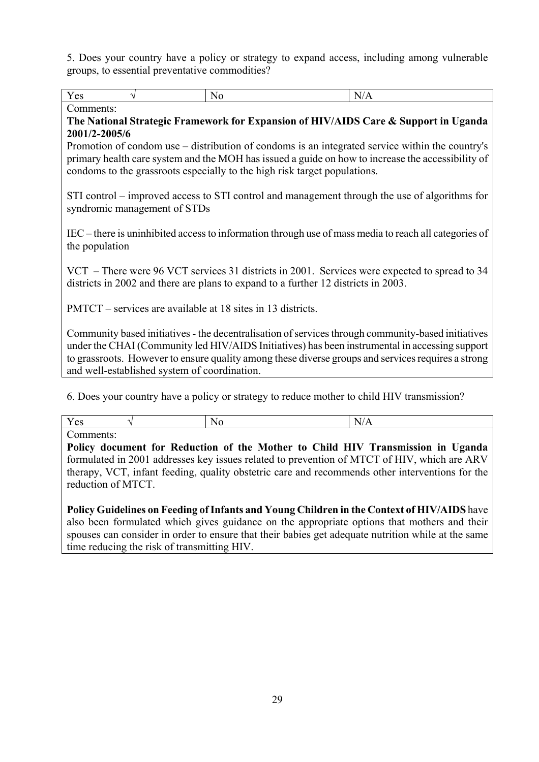5. Does your country have a policy or strategy to expand access, including among vulnerable groups, to essential preventative commodities?

| Yes √ | No | N/A |
|---|---|---|

Comments:

**The National Strategic Framework for Expansion of HIV/AIDS Care & Support in Uganda 2001/2-2005/6**

Promotion of condom use – distribution of condoms is an integrated service within the country's primary health care system and the MOH has issued a guide on how to increase the accessibility of condoms to the grassroots especially to the high risk target populations.

STI control – improved access to STI control and management through the use of algorithms for syndromic management of STDs

IEC – there is uninhibited access to information through use of mass media to reach all categories of the population

VCT – There were 96 VCT services 31 districts in 2001. Services were expected to spread to 34 districts in 2002 and there are plans to expand to a further 12 districts in 2003.

PMTCT – services are available at 18 sites in 13 districts.

Community based initiatives - the decentralisation of services through community-based initiatives under the CHAI (Community led HIV/AIDS Initiatives) has been instrumental in accessing support to grassroots. However to ensure quality among these diverse groups and services requires a strong and well-established system of coordination.

6. Does your country have a policy or strategy to reduce mother to child HIV transmission?

| Yes √ | No | N/A |
|---|---|---|

Comments:

**Policy document for Reduction of the Mother to Child HIV Transmission in Uganda** formulated in 2001 addresses key issues related to prevention of MTCT of HIV, which are ARV therapy, VCT, infant feeding, quality obstetric care and recommends other interventions for the reduction of MTCT.

**Policy Guidelines on Feeding of Infants and Young Children in the Context of HIV/AIDS** have also been formulated which gives guidance on the appropriate options that mothers and their spouses can consider in order to ensure that their babies get adequate nutrition while at the same time reducing the risk of transmitting HIV.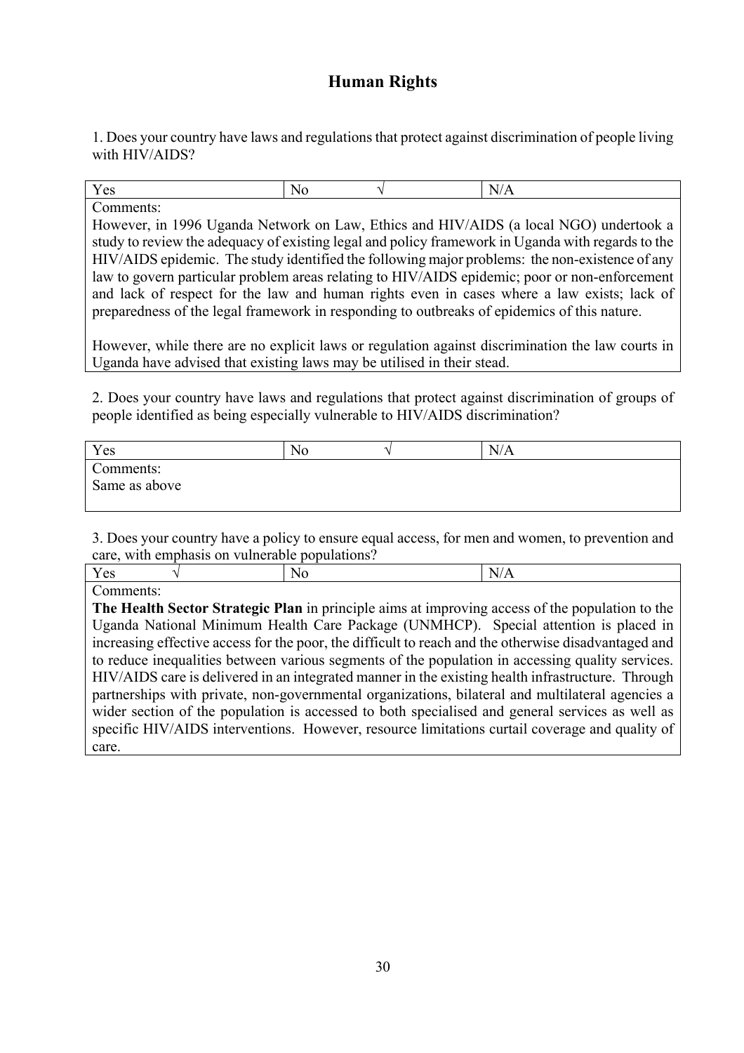# Human Rights

1. Does your country have laws and regulations that protect against discrimination of people living with HIV/AIDS?

| Yes | No √ | N/A |
|---|---|---|
| Comments: However, in 1996 Uganda Network on Law, Ethics and HIV/AIDS (a local NGO) undertook a study to review the adequacy of existing legal and policy framework in Uganda with regards to the HIV/AIDS epidemic. The study identified the following major problems: the non-existence of any law to govern particular problem areas relating to HIV/AIDS epidemic; poor or non-enforcement and lack of respect for the law and human rights even in cases where a law exists; lack of preparedness of the legal framework in responding to outbreaks of epidemics of this nature. <br><br> However, while there are no explicit laws or regulation against discrimination the law courts in Uganda have advised that existing laws may be utilised in their stead. | | |

2. Does your country have laws and regulations that protect against discrimination of groups of people identified as being especially vulnerable to HIV/AIDS discrimination?

| Yes | No √ | N/A |
|---|---|---|
| Comments: Same as above | | |

3. Does your country have a policy to ensure equal access, for men and women, to prevention and care, with emphasis on vulnerable populations?

| Yes √ | No | N/A |
|---|---|---|
| Comments: **The Health Sector Strategic Plan** in principle aims at improving access of the population to the Uganda National Minimum Health Care Package (UNMHCP). Special attention is placed in increasing effective access for the poor, the difficult to reach and the otherwise disadvantaged and to reduce inequalities between various segments of the population in accessing quality services. HIV/AIDS care is delivered in an integrated manner in the existing health infrastructure. Through partnerships with private, non-governmental organizations, bilateral and multilateral agencies a wider section of the population is accessed to both specialised and general services as well as specific HIV/AIDS interventions. However, resource limitations curtail coverage and quality of care. | | |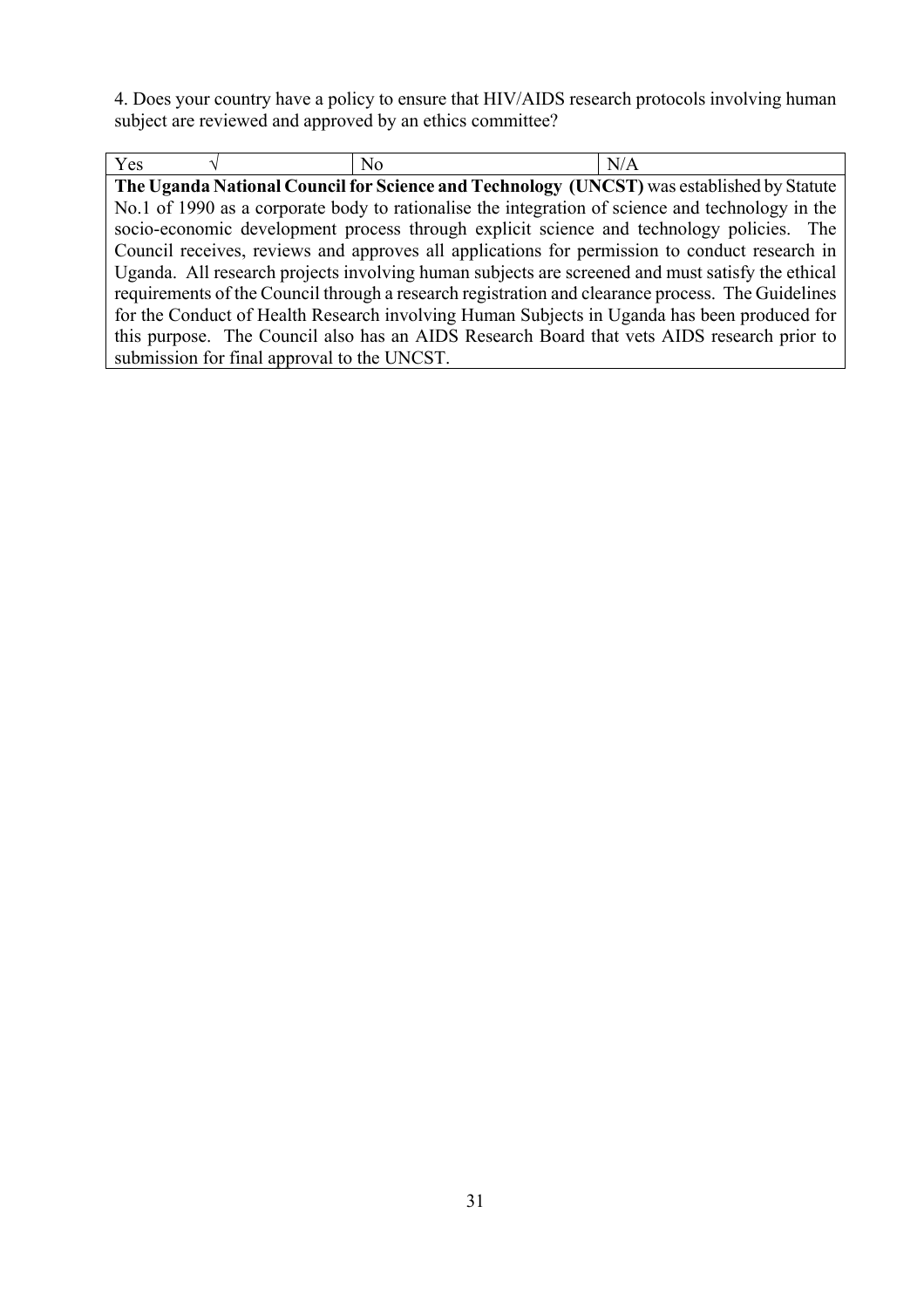4. Does your country have a policy to ensure that HIV/AIDS research protocols involving human subject are reviewed and approved by an ethics committee?

| Yes √ | No | N/A |
|---|---|---|
| **The Uganda National Council for Science and Technology (UNCST)** was established by Statute No.1 of 1990 as a corporate body to rationalise the integration of science and technology in the socio-economic development process through explicit science and technology policies. The Council receives, reviews and approves all applications for permission to conduct research in Uganda. All research projects involving human subjects are screened and must satisfy the ethical requirements of the Council through a research registration and clearance process. The Guidelines for the Conduct of Health Research involving Human Subjects in Uganda has been produced for this purpose. The Council also has an AIDS Research Board that vets AIDS research prior to submission for final approval to the UNCST. | | |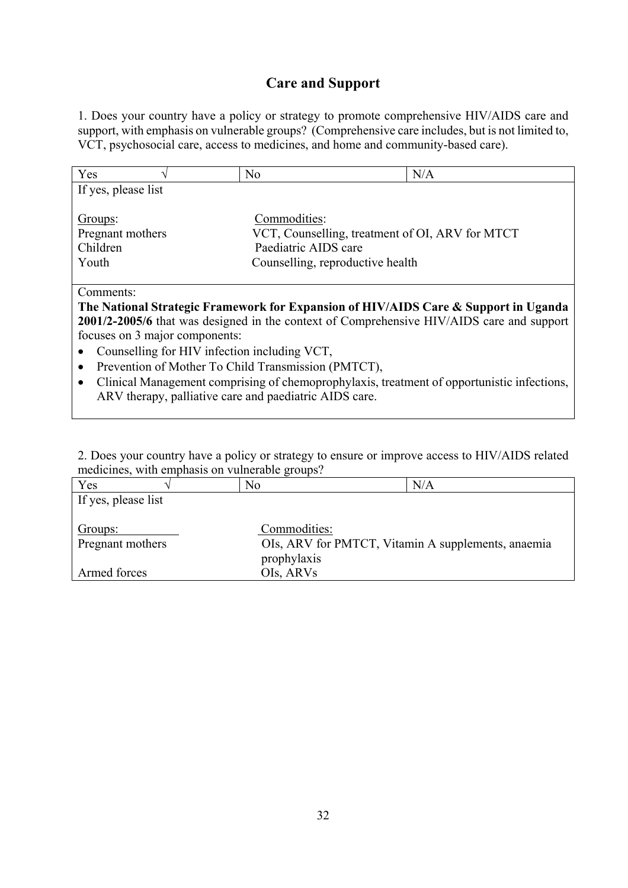## Care and Support

1. Does your country have a policy or strategy to promote comprehensive HIV/AIDS care and support, with emphasis on vulnerable groups? (Comprehensive care includes, but is not limited to, VCT, psychosocial care, access to medicines, and home and community-based care).

| Yes √ | No | N/A |
|---|---|---|

If yes, please list

| Groups: | Commodities: |
|---|---|
| Pregnant mothers | VCT, Counselling, treatment of OI, ARV for MTCT |
| Children | Paediatric AIDS care |
| Youth | Counselling, reproductive health |

Comments:

**The National Strategic Framework for Expansion of HIV/AIDS Care & Support in Uganda 2001/2-2005/6** that was designed in the context of Comprehensive HIV/AIDS care and support focuses on 3 major components:

- Counselling for HIV infection including VCT,
- Prevention of Mother To Child Transmission (PMTCT),
- Clinical Management comprising of chemoprophylaxis, treatment of opportunistic infections, ARV therapy, palliative care and paediatric AIDS care.

2. Does your country have a policy or strategy to ensure or improve access to HIV/AIDS related medicines, with emphasis on vulnerable groups?

| Yes √ | No | N/A |
|---|---|---|

If yes, please list

| Groups: | Commodities: |
|---|---|
| Pregnant mothers | OIs, ARV for PMTCT, Vitamin A supplements, anaemia prophylaxis |
| Armed forces | OIs, ARVs |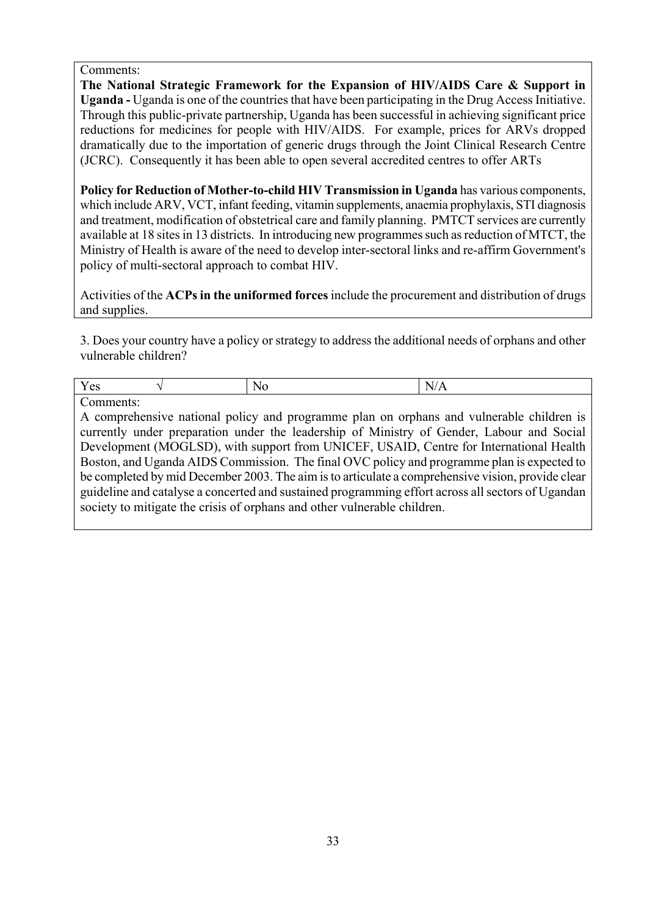Comments:

**The National Strategic Framework for the Expansion of HIV/AIDS Care & Support in Uganda -** Uganda is one of the countries that have been participating in the Drug Access Initiative. Through this public-private partnership, Uganda has been successful in achieving significant price reductions for medicines for people with HIV/AIDS. For example, prices for ARVs dropped dramatically due to the importation of generic drugs through the Joint Clinical Research Centre (JCRC). Consequently it has been able to open several accredited centres to offer ARTs

**Policy for Reduction of Mother-to-child HIV Transmission in Uganda** has various components, which include ARV, VCT, infant feeding, vitamin supplements, anaemia prophylaxis, STI diagnosis and treatment, modification of obstetrical care and family planning. PMTCT services are currently available at 18 sites in 13 districts. In introducing new programmes such as reduction of MTCT, the Ministry of Health is aware of the need to develop inter-sectoral links and re-affirm Government's policy of multi-sectoral approach to combat HIV.

Activities of the **ACPs in the uniformed forces** include the procurement and distribution of drugs and supplies.

3. Does your country have a policy or strategy to address the additional needs of orphans and other vulnerable children?

| Yes √ | No | N/A |
|---|---|---|

Comments:

A comprehensive national policy and programme plan on orphans and vulnerable children is currently under preparation under the leadership of Ministry of Gender, Labour and Social Development (MOGLSD), with support from UNICEF, USAID, Centre for International Health Boston, and Uganda AIDS Commission. The final OVC policy and programme plan is expected to be completed by mid December 2003. The aim is to articulate a comprehensive vision, provide clear guideline and catalyse a concerted and sustained programming effort across all sectors of Ugandan society to mitigate the crisis of orphans and other vulnerable children.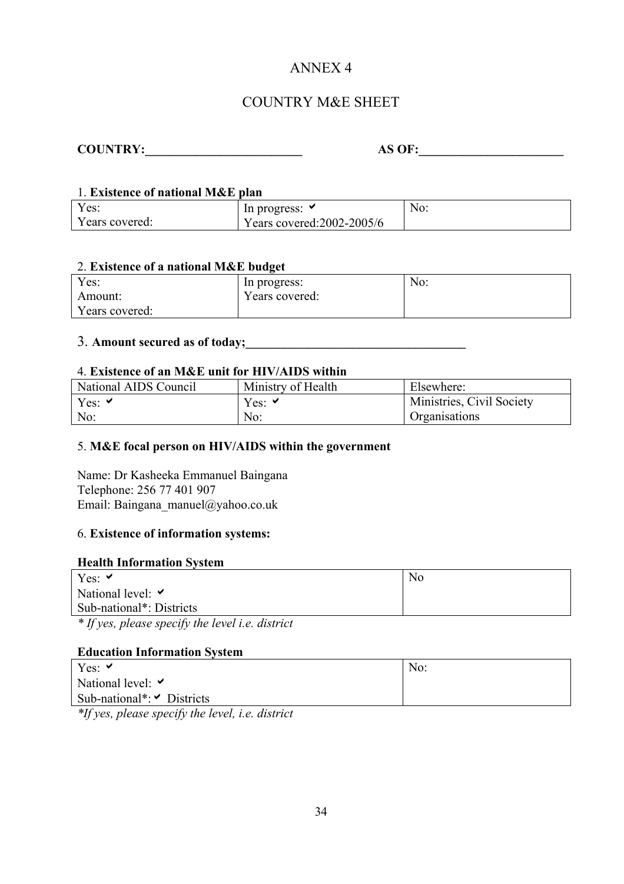# ANNEX 4

## COUNTRY M&E SHEET

**COUNTRY:_________________________** **AS OF:_______________________**

1. **Existence of national M&E plan**

| Yes:<br>Years covered: | In progress: ✔<br>Years covered:2002-2005/6 | No: |
|---|---|---|

2. **Existence of a national M&E budget**

| Yes:<br>Amount:<br>Years covered: | In progress:<br>Years covered: | No: |
|---|---|---|

3. **Amount secured as of today;___________________________________**

4. **Existence of an M&E unit for HIV/AIDS within**

| National AIDS Council | Ministry of Health | Elsewhere: |
|---|---|---|
| Yes: ✔<br>No: | Yes: ✔<br>No: | Ministries, Civil Society Organisations |

5. **M&E focal person on HIV/AIDS within the government**

Name: Dr Kasheeka Emmanuel Baingana
Telephone: 256 77 401 907
Email: Baingana_manuel@yahoo.co.uk

6. **Existence of information systems:**

**Health Information System**

| Yes: ✔<br>National level: ✔<br>Sub-national*: Districts | No |
|---|---|

*\* If yes, please specify the level i.e. district*

**Education Information System**

| Yes: ✔<br>National level: ✔<br>Sub-national*: ✔ Districts | No: |
|---|---|

*\*If yes, please specify the level, i.e. district*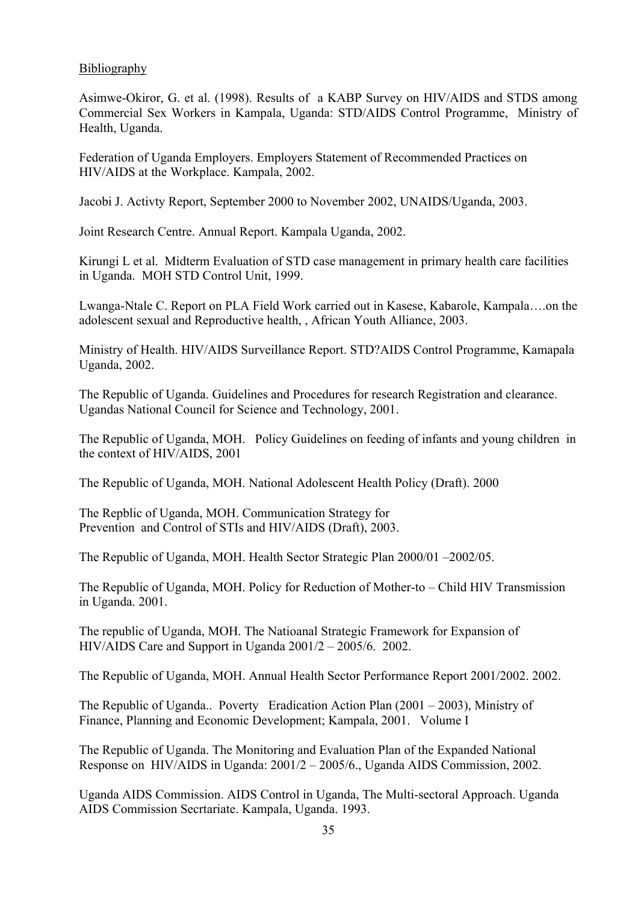Bibliography

Asimwe-Okiror, G. et al. (1998). Results of a KABP Survey on HIV/AIDS and STDS among Commercial Sex Workers in Kampala, Uganda: STD/AIDS Control Programme, Ministry of Health, Uganda.

Federation of Uganda Employers. Employers Statement of Recommended Practices on HIV/AIDS at the Workplace. Kampala, 2002.

Jacobi J. Activty Report, September 2000 to November 2002, UNAIDS/Uganda, 2003.

Joint Research Centre. Annual Report. Kampala Uganda, 2002.

Kirungi L et al. Midterm Evaluation of STD case management in primary health care facilities in Uganda. MOH STD Control Unit, 1999.

Lwanga-Ntale C. Report on PLA Field Work carried out in Kasese, Kabarole, Kampala….on the adolescent sexual and Reproductive health, , African Youth Alliance, 2003.

Ministry of Health. HIV/AIDS Surveillance Report. STD?AIDS Control Programme, Kamapala Uganda, 2002.

The Republic of Uganda. Guidelines and Procedures for research Registration and clearance. Ugandas National Council for Science and Technology, 2001.

The Republic of Uganda, MOH. Policy Guidelines on feeding of infants and young children in the context of HIV/AIDS, 2001

The Republic of Uganda, MOH. National Adolescent Health Policy (Draft). 2000

The Repblic of Uganda, MOH. Communication Strategy for Prevention and Control of STIs and HIV/AIDS (Draft), 2003.

The Republic of Uganda, MOH. Health Sector Strategic Plan 2000/01 –2002/05.

The Republic of Uganda, MOH. Policy for Reduction of Mother-to – Child HIV Transmission in Uganda. 2001.

The republic of Uganda, MOH. The Natioanal Strategic Framework for Expansion of HIV/AIDS Care and Support in Uganda 2001/2 – 2005/6. 2002.

The Republic of Uganda, MOH. Annual Health Sector Performance Report 2001/2002. 2002.

The Republic of Uganda.. Poverty Eradication Action Plan (2001 – 2003), Ministry of Finance, Planning and Economic Development; Kampala, 2001. Volume I

The Republic of Uganda. The Monitoring and Evaluation Plan of the Expanded National Response on HIV/AIDS in Uganda: 2001/2 – 2005/6., Uganda AIDS Commission, 2002.

Uganda AIDS Commission. AIDS Control in Uganda, The Multi-sectoral Approach. Uganda AIDS Commission Secrtariate. Kampala, Uganda. 1993.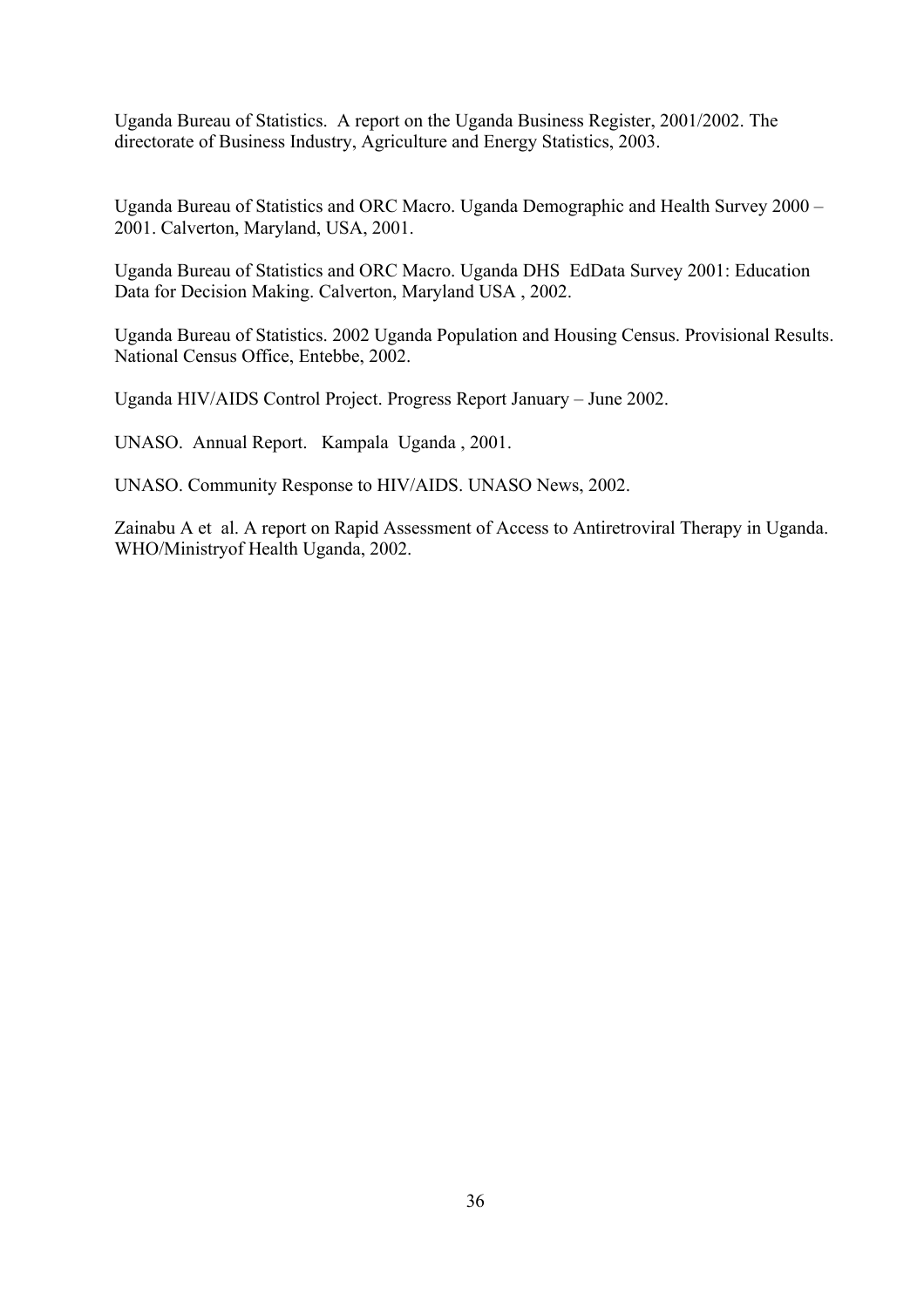Uganda Bureau of Statistics. A report on the Uganda Business Register, 2001/2002. The directorate of Business Industry, Agriculture and Energy Statistics, 2003.

Uganda Bureau of Statistics and ORC Macro. Uganda Demographic and Health Survey 2000 – 2001. Calverton, Maryland, USA, 2001.

Uganda Bureau of Statistics and ORC Macro. Uganda DHS EdData Survey 2001: Education Data for Decision Making. Calverton, Maryland USA , 2002.

Uganda Bureau of Statistics. 2002 Uganda Population and Housing Census. Provisional Results. National Census Office, Entebbe, 2002.

Uganda HIV/AIDS Control Project. Progress Report January – June 2002.

UNASO. Annual Report. Kampala Uganda , 2001.

UNASO. Community Response to HIV/AIDS. UNASO News, 2002.

Zainabu A et al. A report on Rapid Assessment of Access to Antiretroviral Therapy in Uganda. WHO/Ministryof Health Uganda, 2002.